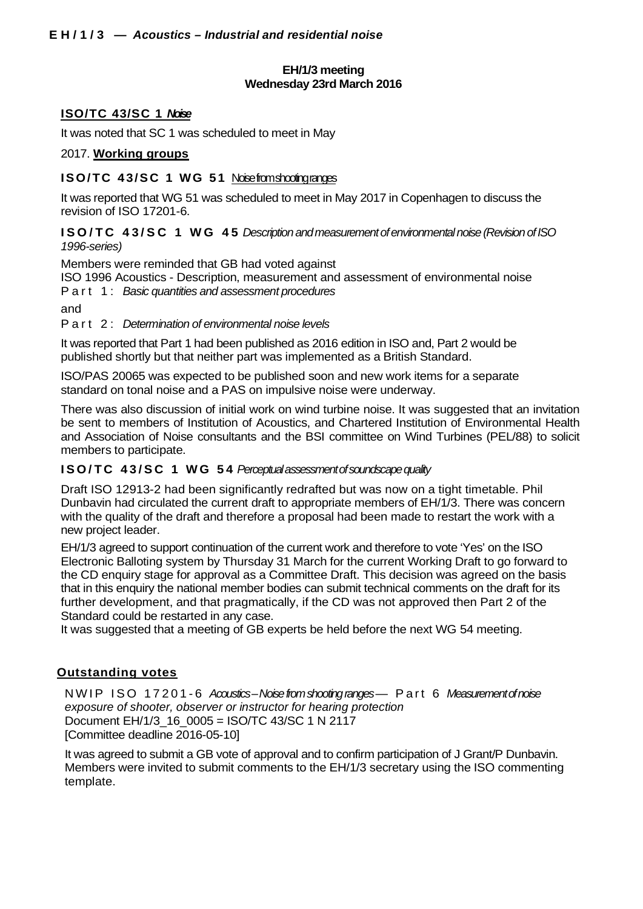# EH/1/3 — *Acoustics – Industrial and residential noise*

**EH/1/3 meeting**
**Wednesday 23rd March 2016**

## ISO/TC 43/SC 1 *Noise*

It was noted that SC 1 was scheduled to meet in May

2017. **Working groups**

### ISO/TC 43/SC 1 WG 51 Noise from shooting ranges

It was reported that WG 51 was scheduled to meet in May 2017 in Copenhagen to discuss the revision of ISO 17201-6.

### ISO/TC 43/SC 1 WG 45 *Description and measurement of environmental noise (Revision of ISO 1996-series)*

Members were reminded that GB had voted against
ISO 1996 Acoustics - Description, measurement and assessment of environmental noise
Part 1: *Basic quantities and assessment procedures*

and

Part 2: *Determination of environmental noise levels*

It was reported that Part 1 had been published as 2016 edition in ISO and, Part 2 would be published shortly but that neither part was implemented as a British Standard.

ISO/PAS 20065 was expected to be published soon and new work items for a separate standard on tonal noise and a PAS on impulsive noise were underway.

There was also discussion of initial work on wind turbine noise. It was suggested that an invitation be sent to members of Institution of Acoustics, and Chartered Institution of Environmental Health and Association of Noise consultants and the BSI committee on Wind Turbines (PEL/88) to solicit members to participate.

### ISO/TC 43/SC 1 WG 54 *Perceptual assessment of soundscape quality*

Draft ISO 12913-2 had been significantly redrafted but was now on a tight timetable. Phil Dunbavin had circulated the current draft to appropriate members of EH/1/3. There was concern with the quality of the draft and therefore a proposal had been made to restart the work with a new project leader.

EH/1/3 agreed to support continuation of the current work and therefore to vote 'Yes' on the ISO Electronic Balloting system by Thursday 31 March for the current Working Draft to go forward to the CD enquiry stage for approval as a Committee Draft. This decision was agreed on the basis that in this enquiry the national member bodies can submit technical comments on the draft for its further development, and that pragmatically, if the CD was not approved then Part 2 of the Standard could be restarted in any case.
It was suggested that a meeting of GB experts be held before the next WG 54 meeting.

## Outstanding votes

NWIP ISO 17201-6 *Acoustics – Noise from shooting ranges* — Part 6 *Measurement of noise exposure of shooter, observer or instructor for hearing protection*
Document EH/1/3_16_0005 = ISO/TC 43/SC 1 N 2117
[Committee deadline 2016-05-10]

It was agreed to submit a GB vote of approval and to confirm participation of J Grant/P Dunbavin. Members were invited to submit comments to the EH/1/3 secretary using the ISO commenting template.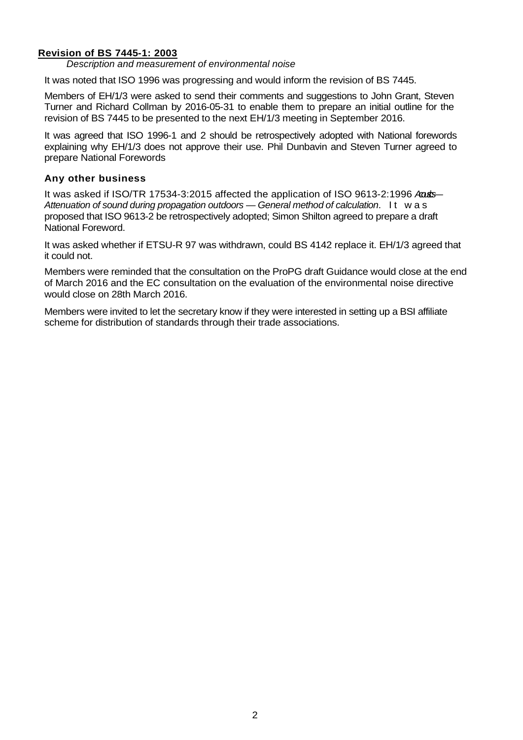## Revision of BS 7445-1: 2003

*Description and measurement of environmental noise*

It was noted that ISO 1996 was progressing and would inform the revision of BS 7445.

Members of EH/1/3 were asked to send their comments and suggestions to John Grant, Steven Turner and Richard Collman by 2016-05-31 to enable them to prepare an initial outline for the revision of BS 7445 to be presented to the next EH/1/3 meeting in September 2016.

It was agreed that ISO 1996-1 and 2 should be retrospectively adopted with National forewords explaining why EH/1/3 does not approve their use. Phil Dunbavin and Steven Turner agreed to prepare National Forewords

### Any other business

It was asked if ISO/TR 17534-3:2015 affected the application of ISO 9613-2:1996 *Acoustics — Attenuation of sound during propagation outdoors — General method of calculation*. It was proposed that ISO 9613-2 be retrospectively adopted; Simon Shilton agreed to prepare a draft National Foreword.

It was asked whether if ETSU-R 97 was withdrawn, could BS 4142 replace it. EH/1/3 agreed that it could not.

Members were reminded that the consultation on the ProPG draft Guidance would close at the end of March 2016 and the EC consultation on the evaluation of the environmental noise directive would close on 28th March 2016.

Members were invited to let the secretary know if they were interested in setting up a BSI affiliate scheme for distribution of standards through their trade associations.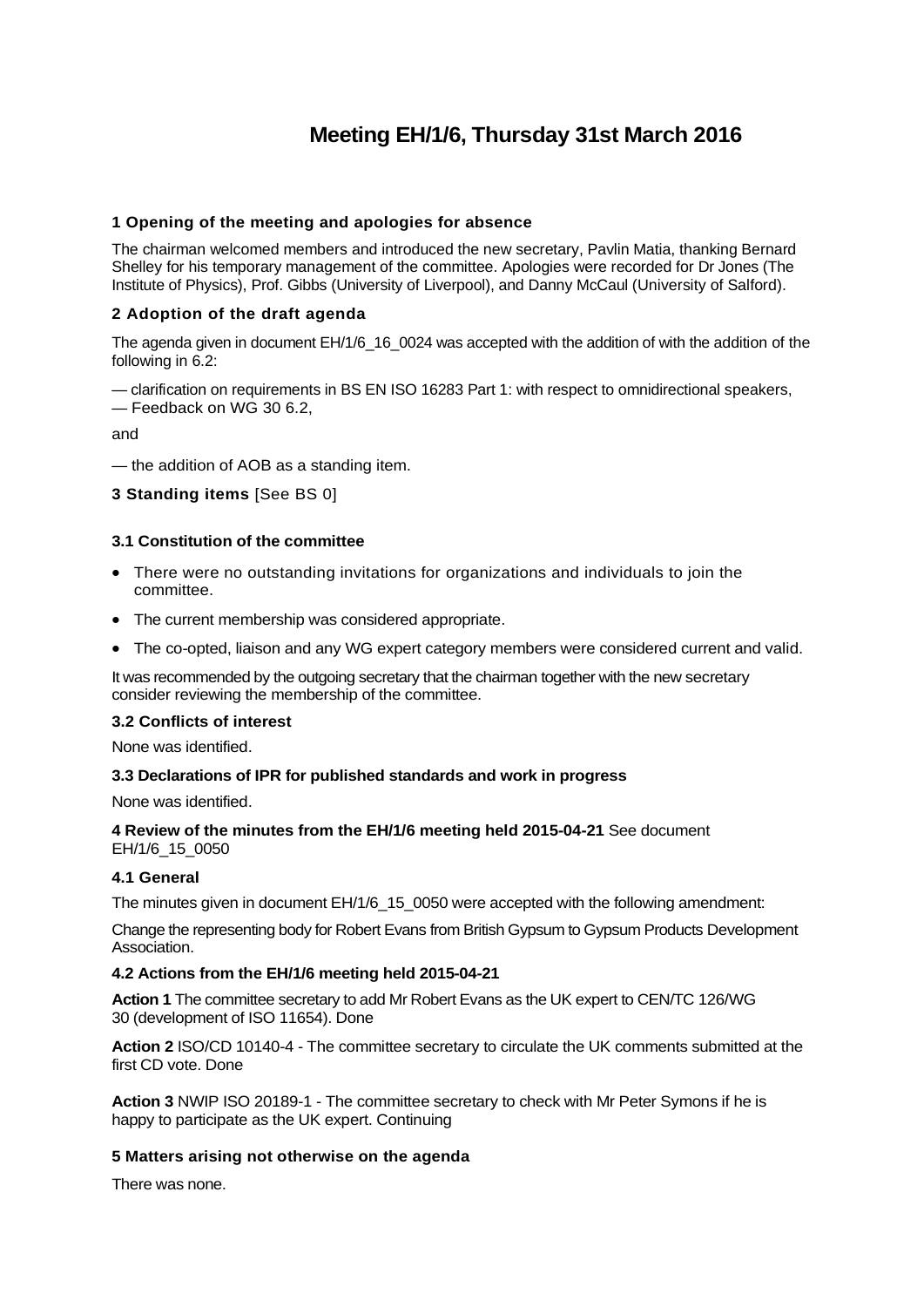# Meeting EH/1/6, Thursday 31st March 2016

### 1 Opening of the meeting and apologies for absence

The chairman welcomed members and introduced the new secretary, Pavlin Matia, thanking Bernard Shelley for his temporary management of the committee. Apologies were recorded for Dr Jones (The Institute of Physics), Prof. Gibbs (University of Liverpool), and Danny McCaul (University of Salford).

### 2 Adoption of the draft agenda

The agenda given in document EH/1/6_16_0024 was accepted with the addition of with the addition of the following in 6.2:

— clarification on requirements in BS EN ISO 16283 Part 1: with respect to omnidirectional speakers,
— Feedback on WG 30 6.2,

and

— the addition of AOB as a standing item.

### 3 Standing items [See BS 0]

#### 3.1 Constitution of the committee

- There were no outstanding invitations for organizations and individuals to join the committee.
- The current membership was considered appropriate.
- The co-opted, liaison and any WG expert category members were considered current and valid.

It was recommended by the outgoing secretary that the chairman together with the new secretary consider reviewing the membership of the committee.

#### 3.2 Conflicts of interest

None was identified.

#### 3.3 Declarations of IPR for published standards and work in progress

None was identified.

**4 Review of the minutes from the EH/1/6 meeting held 2015-04-21** See document EH/1/6_15_0050

#### 4.1 General

The minutes given in document EH/1/6_15_0050 were accepted with the following amendment:

Change the representing body for Robert Evans from British Gypsum to Gypsum Products Development Association.

#### 4.2 Actions from the EH/1/6 meeting held 2015-04-21

**Action 1** The committee secretary to add Mr Robert Evans as the UK expert to CEN/TC 126/WG 30 (development of ISO 11654). Done

**Action 2** ISO/CD 10140-4 - The committee secretary to circulate the UK comments submitted at the first CD vote. Done

**Action 3** NWIP ISO 20189-1 - The committee secretary to check with Mr Peter Symons if he is happy to participate as the UK expert. Continuing

### 5 Matters arising not otherwise on the agenda

There was none.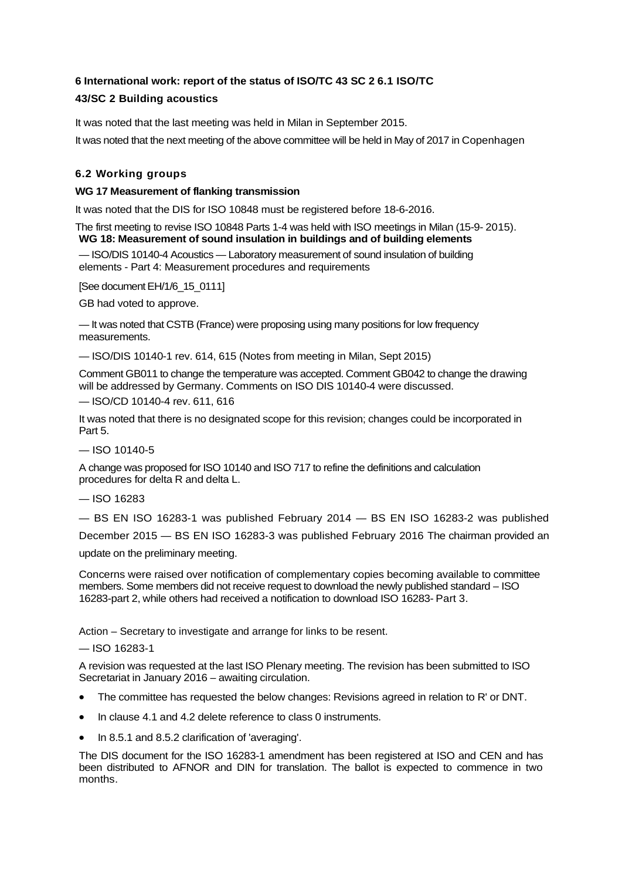**6 International work: report of the status of ISO/TC 43 SC 2 6.1 ISO/TC 43/SC 2 Building acoustics**

It was noted that the last meeting was held in Milan in September 2015.

It was noted that the next meeting of the above committee will be held in May of 2017 in Copenhagen

**6.2 Working groups**

**WG 17 Measurement of flanking transmission**

It was noted that the DIS for ISO 10848 must be registered before 18-6-2016.

The first meeting to revise ISO 10848 Parts 1-4 was held with ISO meetings in Milan (15-9- 2015).

**WG 18: Measurement of sound insulation in buildings and of building elements**

— ISO/DIS 10140-4 Acoustics — Laboratory measurement of sound insulation of building elements - Part 4: Measurement procedures and requirements

[See document EH/1/6_15_0111]

GB had voted to approve.

— It was noted that CSTB (France) were proposing using many positions for low frequency measurements.

— ISO/DIS 10140-1 rev. 614, 615 (Notes from meeting in Milan, Sept 2015)

Comment GB011 to change the temperature was accepted. Comment GB042 to change the drawing will be addressed by Germany. Comments on ISO DIS 10140-4 were discussed.

— ISO/CD 10140-4 rev. 611, 616

It was noted that there is no designated scope for this revision; changes could be incorporated in Part 5.

— ISO 10140-5

A change was proposed for ISO 10140 and ISO 717 to refine the definitions and calculation procedures for delta R and delta L.

— ISO 16283

— BS EN ISO 16283-1 was published February 2014 — BS EN ISO 16283-2 was published December 2015 — BS EN ISO 16283-3 was published February 2016 The chairman provided an update on the preliminary meeting.

Concerns were raised over notification of complementary copies becoming available to committee members. Some members did not receive request to download the newly published standard – ISO 16283-part 2, while others had received a notification to download ISO 16283- Part 3.

Action – Secretary to investigate and arrange for links to be resent.

— ISO 16283-1

A revision was requested at the last ISO Plenary meeting. The revision has been submitted to ISO Secretariat in January 2016 – awaiting circulation.

- The committee has requested the below changes: Revisions agreed in relation to R' or DNT.
- In clause 4.1 and 4.2 delete reference to class 0 instruments.
- In 8.5.1 and 8.5.2 clarification of 'averaging'.

The DIS document for the ISO 16283-1 amendment has been registered at ISO and CEN and has been distributed to AFNOR and DIN for translation. The ballot is expected to commence in two months.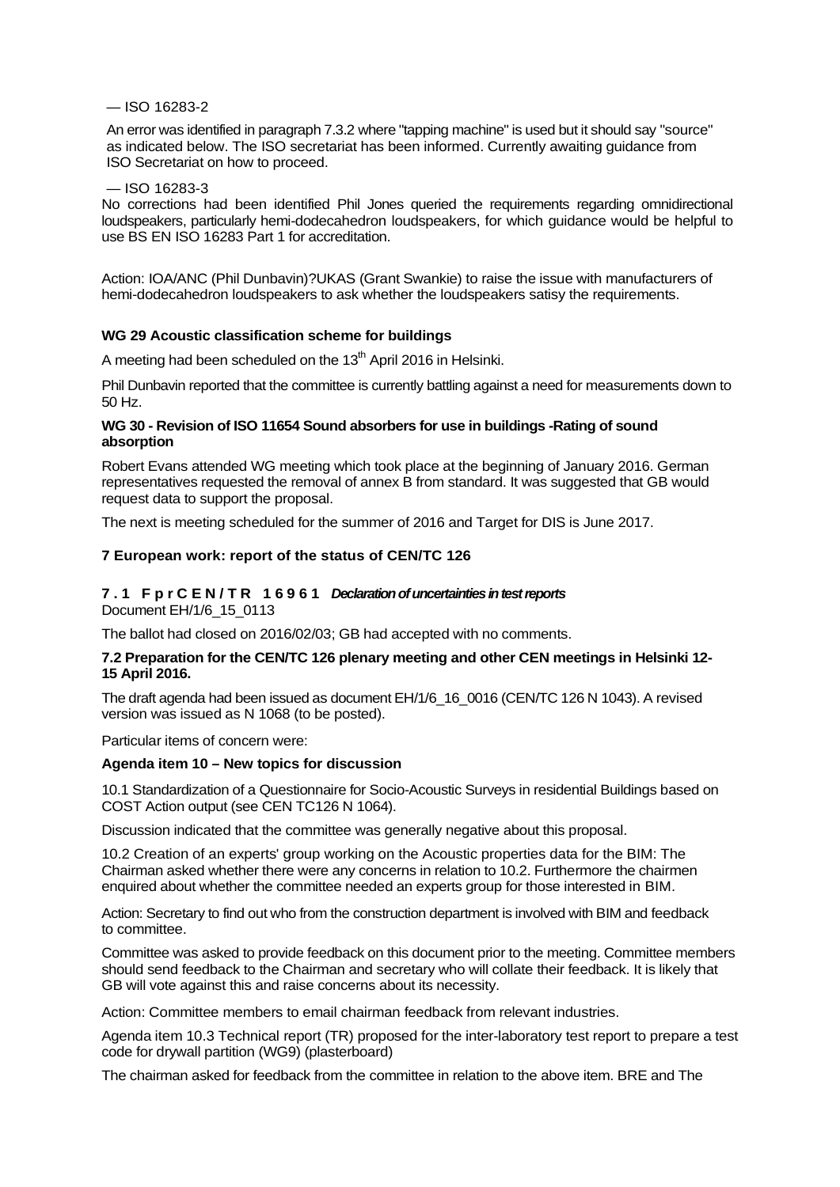— ISO 16283-2

An error was identified in paragraph 7.3.2 where "tapping machine" is used but it should say "source" as indicated below. The ISO secretariat has been informed. Currently awaiting guidance from ISO Secretariat on how to proceed.

— ISO 16283-3

No corrections had been identified Phil Jones queried the requirements regarding omnidirectional loudspeakers, particularly hemi-dodecahedron loudspeakers, for which guidance would be helpful to use BS EN ISO 16283 Part 1 for accreditation.

Action: IOA/ANC (Phil Dunbavin)?UKAS (Grant Swankie) to raise the issue with manufacturers of hemi-dodecahedron loudspeakers to ask whether the loudspeakers satisy the requirements.

**WG 29 Acoustic classification scheme for buildings**

A meeting had been scheduled on the 13th April 2016 in Helsinki.

Phil Dunbavin reported that the committee is currently battling against a need for measurements down to 50 Hz.

**WG 30 - Revision of ISO 11654 Sound absorbers for use in buildings -Rating of sound absorption**

Robert Evans attended WG meeting which took place at the beginning of January 2016. German representatives requested the removal of annex B from standard. It was suggested that GB would request data to support the proposal.

The next is meeting scheduled for the summer of 2016 and Target for DIS is June 2017.

## 7 European work: report of the status of CEN/TC 126

### 7.1 FprCEN/TR 16961 *Declaration of uncertainties in test reports*

Document EH/1/6_15_0113

The ballot had closed on 2016/02/03; GB had accepted with no comments.

### 7.2 Preparation for the CEN/TC 126 plenary meeting and other CEN meetings in Helsinki 12-15 April 2016.

The draft agenda had been issued as document EH/1/6_16_0016 (CEN/TC 126 N 1043). A revised version was issued as N 1068 (to be posted).

Particular items of concern were:

**Agenda item 10 – New topics for discussion**

10.1 Standardization of a Questionnaire for Socio-Acoustic Surveys in residential Buildings based on COST Action output (see CEN TC126 N 1064).

Discussion indicated that the committee was generally negative about this proposal.

10.2 Creation of an experts' group working on the Acoustic properties data for the BIM: The Chairman asked whether there were any concerns in relation to 10.2. Furthermore the chairmen enquired about whether the committee needed an experts group for those interested in BIM.

Action: Secretary to find out who from the construction department is involved with BIM and feedback to committee.

Committee was asked to provide feedback on this document prior to the meeting. Committee members should send feedback to the Chairman and secretary who will collate their feedback. It is likely that GB will vote against this and raise concerns about its necessity.

Action: Committee members to email chairman feedback from relevant industries.

Agenda item 10.3 Technical report (TR) proposed for the inter-laboratory test report to prepare a test code for drywall partition (WG9) (plasterboard)

The chairman asked for feedback from the committee in relation to the above item. BRE and The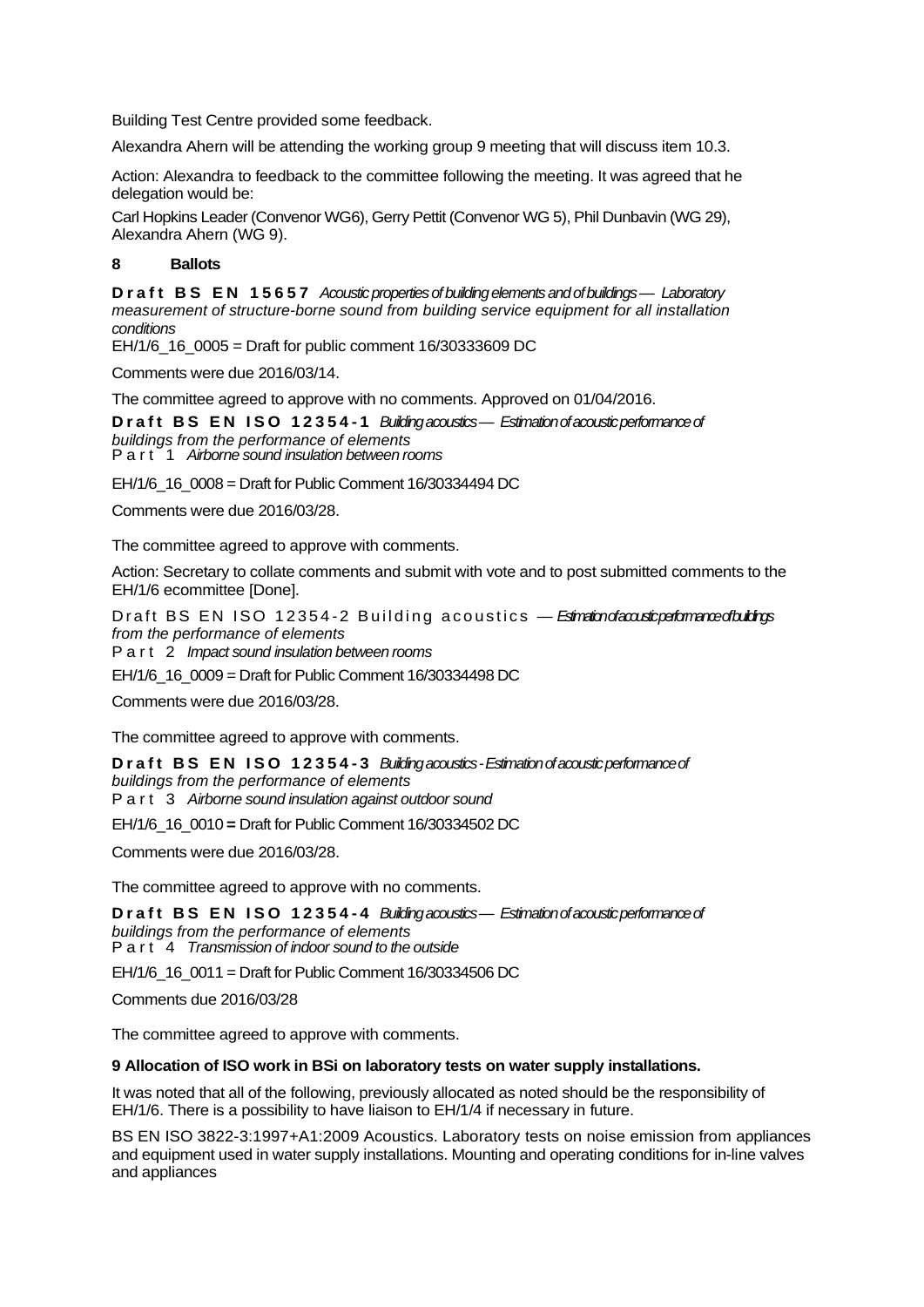Building Test Centre provided some feedback.

Alexandra Ahern will be attending the working group 9 meeting that will discuss item 10.3.

Action: Alexandra to feedback to the committee following the meeting. It was agreed that he delegation would be:

Carl Hopkins Leader (Convenor WG6), Gerry Pettit (Convenor WG 5), Phil Dunbavin (WG 29), Alexandra Ahern (WG 9).

## 8 Ballots

**Draft BS EN 15657** *Acoustic properties of building elements and of buildings — Laboratory measurement of structure-borne sound from building service equipment for all installation conditions*

EH/1/6_16_0005 = Draft for public comment 16/30333609 DC

Comments were due 2016/03/14.

The committee agreed to approve with no comments. Approved on 01/04/2016.

**Draft BS EN ISO 12354-1** *Building acoustics — Estimation of acoustic performance of buildings from the performance of elements*
Part 1 *Airborne sound insulation between rooms*

EH/1/6_16_0008 = Draft for Public Comment 16/30334494 DC

Comments were due 2016/03/28.

The committee agreed to approve with comments.

Action: Secretary to collate comments and submit with vote and to post submitted comments to the EH/1/6 ecommittee [Done].

Draft BS EN ISO 12354-2 Building acoustics — *Estimation of acoustic performance of buildings from the performance of elements*
Part 2 *Impact sound insulation between rooms*

EH/1/6_16_0009 = Draft for Public Comment 16/30334498 DC

Comments were due 2016/03/28.

The committee agreed to approve with comments.

**Draft BS EN ISO 12354-3** *Building acoustics - Estimation of acoustic performance of buildings from the performance of elements*
Part 3 *Airborne sound insulation against outdoor sound*

EH/1/6_16_0010 **=** Draft for Public Comment 16/30334502 DC

Comments were due 2016/03/28.

The committee agreed to approve with no comments.

**Draft BS EN ISO 12354-4** *Building acoustics — Estimation of acoustic performance of buildings from the performance of elements*
Part 4 *Transmission of indoor sound to the outside*

EH/1/6_16_0011 = Draft for Public Comment 16/30334506 DC

Comments due 2016/03/28

The committee agreed to approve with comments.

## 9 Allocation of ISO work in BSi on laboratory tests on water supply installations.

It was noted that all of the following, previously allocated as noted should be the responsibility of EH/1/6. There is a possibility to have liaison to EH/1/4 if necessary in future.

BS EN ISO 3822-3:1997+A1:2009 Acoustics. Laboratory tests on noise emission from appliances and equipment used in water supply installations. Mounting and operating conditions for in-line valves and appliances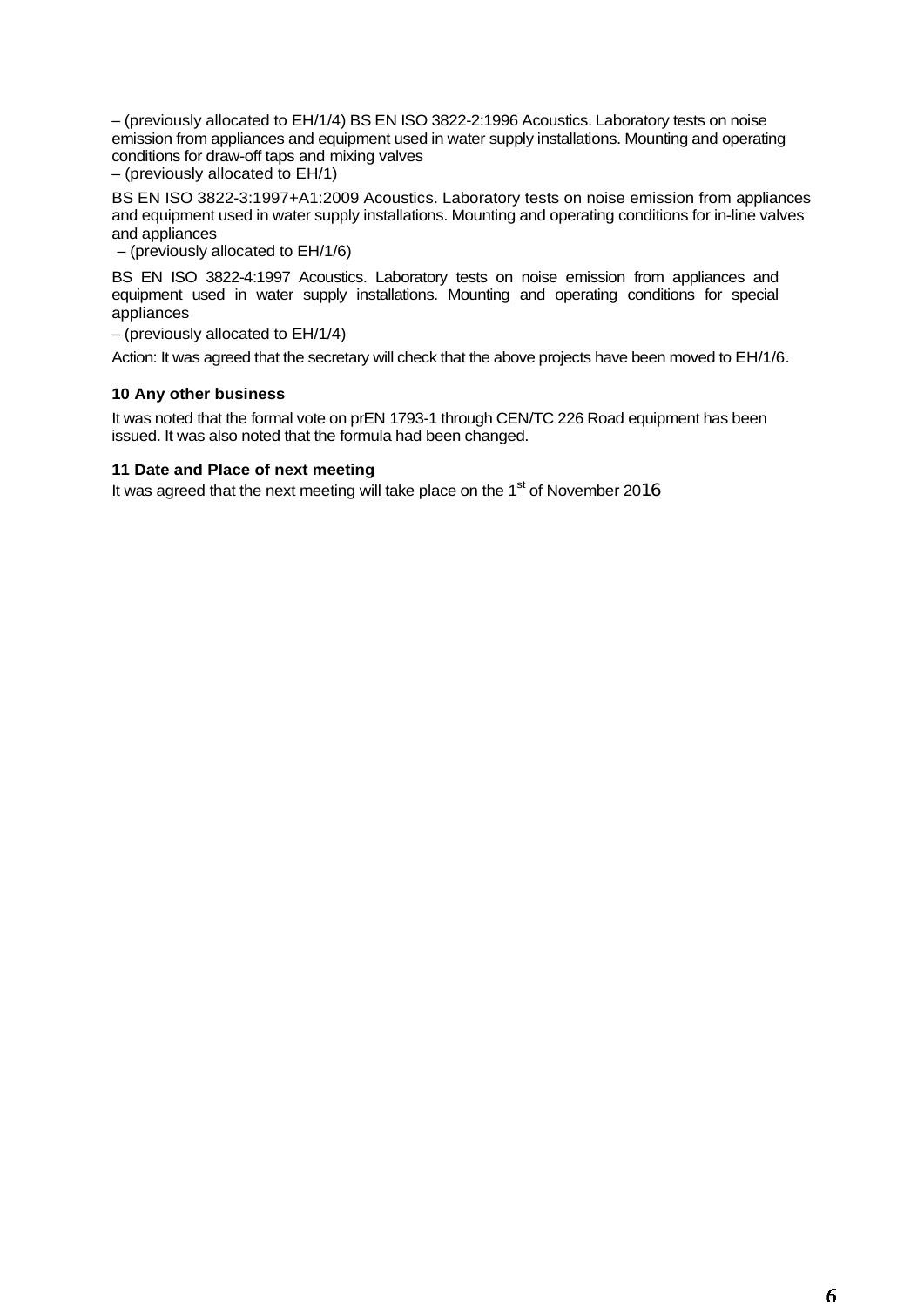– (previously allocated to EH/1/4) BS EN ISO 3822-2:1996 Acoustics. Laboratory tests on noise emission from appliances and equipment used in water supply installations. Mounting and operating conditions for draw-off taps and mixing valves

– (previously allocated to EH/1)

BS EN ISO 3822-3:1997+A1:2009 Acoustics. Laboratory tests on noise emission from appliances and equipment used in water supply installations. Mounting and operating conditions for in-line valves and appliances

– (previously allocated to EH/1/6)

BS EN ISO 3822-4:1997 Acoustics. Laboratory tests on noise emission from appliances and equipment used in water supply installations. Mounting and operating conditions for special appliances

– (previously allocated to EH/1/4)

Action: It was agreed that the secretary will check that the above projects have been moved to EH/1/6.

**10 Any other business**

It was noted that the formal vote on prEN 1793-1 through CEN/TC 226 Road equipment has been issued. It was also noted that the formula had been changed.

**11 Date and Place of next meeting**

It was agreed that the next meeting will take place on the 1st of November 2016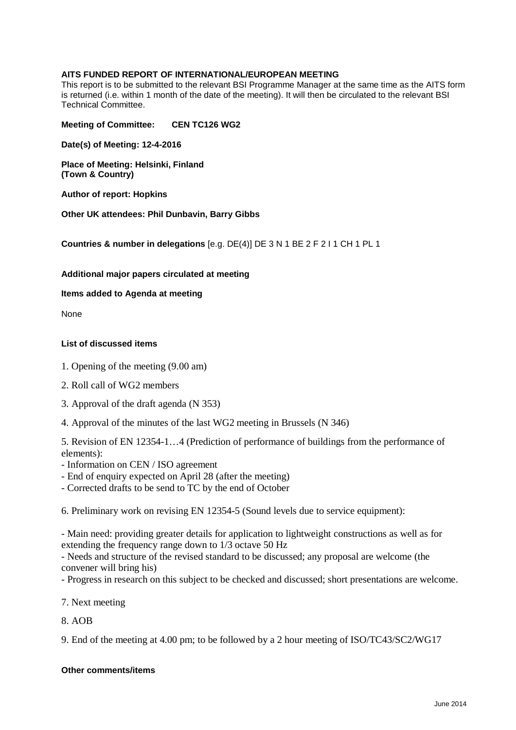**AITS FUNDED REPORT OF INTERNATIONAL/EUROPEAN MEETING**

This report is to be submitted to the relevant BSI Programme Manager at the same time as the AITS form is returned (i.e. within 1 month of the date of the meeting). It will then be circulated to the relevant BSI Technical Committee.

**Meeting of Committee: CEN TC126 WG2**

**Date(s) of Meeting: 12-4-2016**

**Place of Meeting: Helsinki, Finland**
**(Town & Country)**

**Author of report: Hopkins**

**Other UK attendees: Phil Dunbavin, Barry Gibbs**

**Countries & number in delegations** [e.g. DE(4)] DE 3 N 1 BE 2 F 2 I 1 CH 1 PL 1

**Additional major papers circulated at meeting**

**Items added to Agenda at meeting**

None

**List of discussed items**

1. Opening of the meeting (9.00 am)

2. Roll call of WG2 members

3. Approval of the draft agenda (N 353)

4. Approval of the minutes of the last WG2 meeting in Brussels (N 346)

5. Revision of EN 12354-1…4 (Prediction of performance of buildings from the performance of elements):
- Information on CEN / ISO agreement
- End of enquiry expected on April 28 (after the meeting)
- Corrected drafts to be send to TC by the end of October

6. Preliminary work on revising EN 12354-5 (Sound levels due to service equipment):

- Main need: providing greater details for application to lightweight constructions as well as for extending the frequency range down to 1/3 octave 50 Hz
- Needs and structure of the revised standard to be discussed; any proposal are welcome (the convener will bring his)
- Progress in research on this subject to be checked and discussed; short presentations are welcome.

7. Next meeting

8. AOB

9. End of the meeting at 4.00 pm; to be followed by a 2 hour meeting of ISO/TC43/SC2/WG17

**Other comments/items**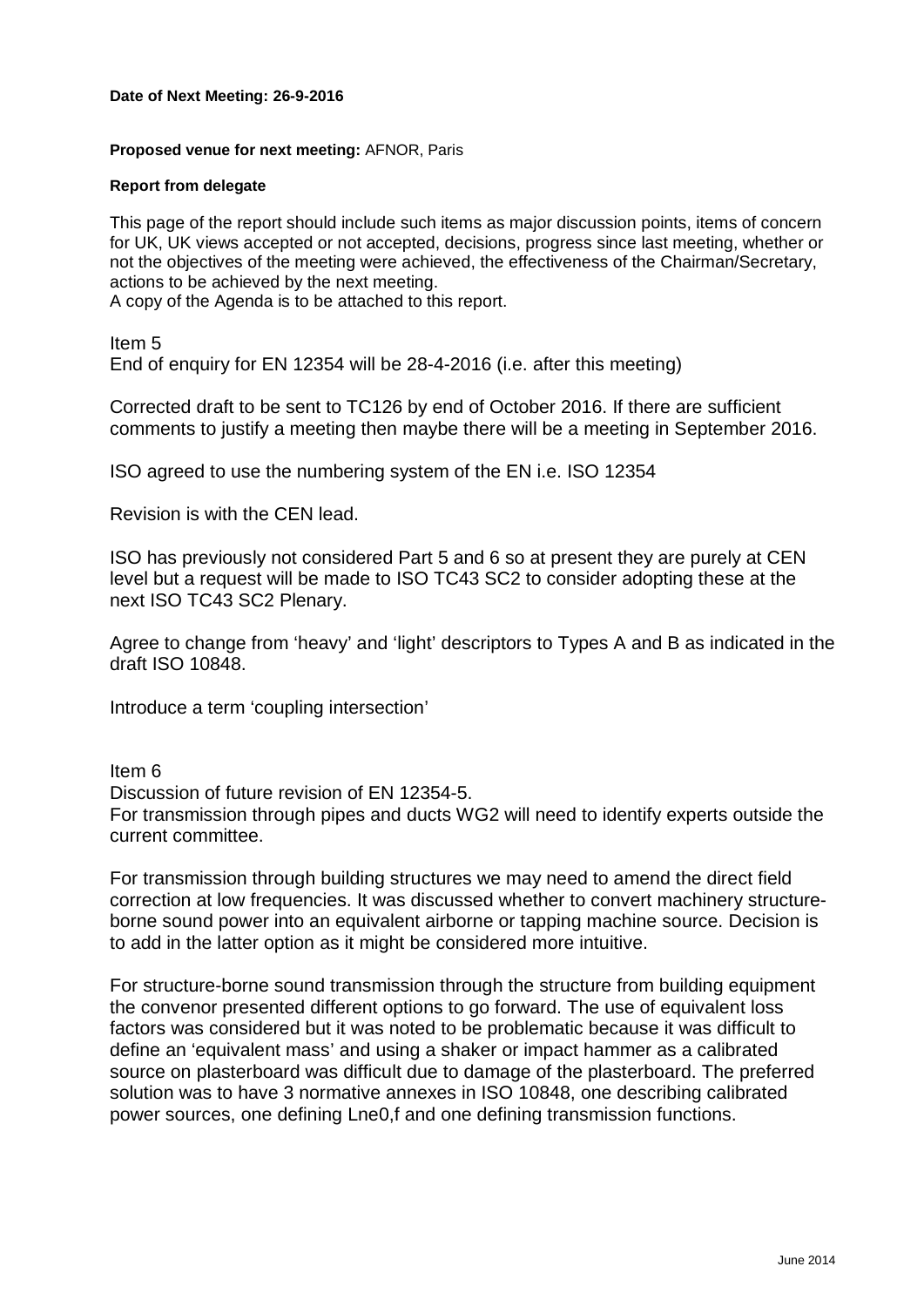**Date of Next Meeting: 26-9-2016**

**Proposed venue for next meeting:** AFNOR, Paris

**Report from delegate**

This page of the report should include such items as major discussion points, items of concern for UK, UK views accepted or not accepted, decisions, progress since last meeting, whether or not the objectives of the meeting were achieved, the effectiveness of the Chairman/Secretary, actions to be achieved by the next meeting.
A copy of the Agenda is to be attached to this report.

Item 5
End of enquiry for EN 12354 will be 28-4-2016 (i.e. after this meeting)

Corrected draft to be sent to TC126 by end of October 2016. If there are sufficient comments to justify a meeting then maybe there will be a meeting in September 2016.

ISO agreed to use the numbering system of the EN i.e. ISO 12354

Revision is with the CEN lead.

ISO has previously not considered Part 5 and 6 so at present they are purely at CEN level but a request will be made to ISO TC43 SC2 to consider adopting these at the next ISO TC43 SC2 Plenary.

Agree to change from 'heavy' and 'light' descriptors to Types A and B as indicated in the draft ISO 10848.

Introduce a term 'coupling intersection'

Item 6
Discussion of future revision of EN 12354-5.
For transmission through pipes and ducts WG2 will need to identify experts outside the current committee.

For transmission through building structures we may need to amend the direct field correction at low frequencies. It was discussed whether to convert machinery structure-borne sound power into an equivalent airborne or tapping machine source. Decision is to add in the latter option as it might be considered more intuitive.

For structure-borne sound transmission through the structure from building equipment the convenor presented different options to go forward. The use of equivalent loss factors was considered but it was noted to be problematic because it was difficult to define an 'equivalent mass' and using a shaker or impact hammer as a calibrated source on plasterboard was difficult due to damage of the plasterboard. The preferred solution was to have 3 normative annexes in ISO 10848, one describing calibrated power sources, one defining $L_{ne0,f}$ and one defining transmission functions.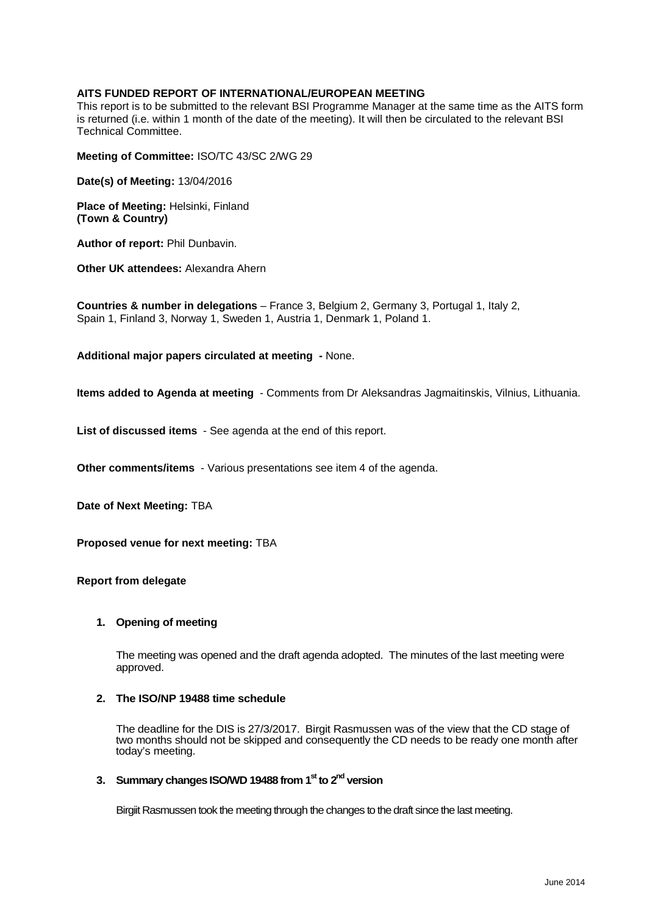**AITS FUNDED REPORT OF INTERNATIONAL/EUROPEAN MEETING**
This report is to be submitted to the relevant BSI Programme Manager at the same time as the AITS form is returned (i.e. within 1 month of the date of the meeting). It will then be circulated to the relevant BSI Technical Committee.

**Meeting of Committee:** ISO/TC 43/SC 2/WG 29

**Date(s) of Meeting:** 13/04/2016

**Place of Meeting:** Helsinki, Finland
**(Town & Country)**

**Author of report:** Phil Dunbavin.

**Other UK attendees:** Alexandra Ahern

**Countries & number in delegations** – France 3, Belgium 2, Germany 3, Portugal 1, Italy 2, Spain 1, Finland 3, Norway 1, Sweden 1, Austria 1, Denmark 1, Poland 1.

**Additional major papers circulated at meeting -** None.

**Items added to Agenda at meeting** - Comments from Dr Aleksandras Jagmaitinskis, Vilnius, Lithuania.

**List of discussed items** - See agenda at the end of this report.

**Other comments/items** - Various presentations see item 4 of the agenda.

**Date of Next Meeting:** TBA

**Proposed venue for next meeting:** TBA

**Report from delegate**

1. **Opening of meeting**

   The meeting was opened and the draft agenda adopted. The minutes of the last meeting were approved.

2. **The ISO/NP 19488 time schedule**

   The deadline for the DIS is 27/3/2017. Birgit Rasmussen was of the view that the CD stage of two months should not be skipped and consequently the CD needs to be ready one month after today's meeting.

3. **Summary changes ISO/WD 19488 from 1st to 2nd version**

   Birgiit Rasmussen took the meeting through the changes to the draft since the last meeting.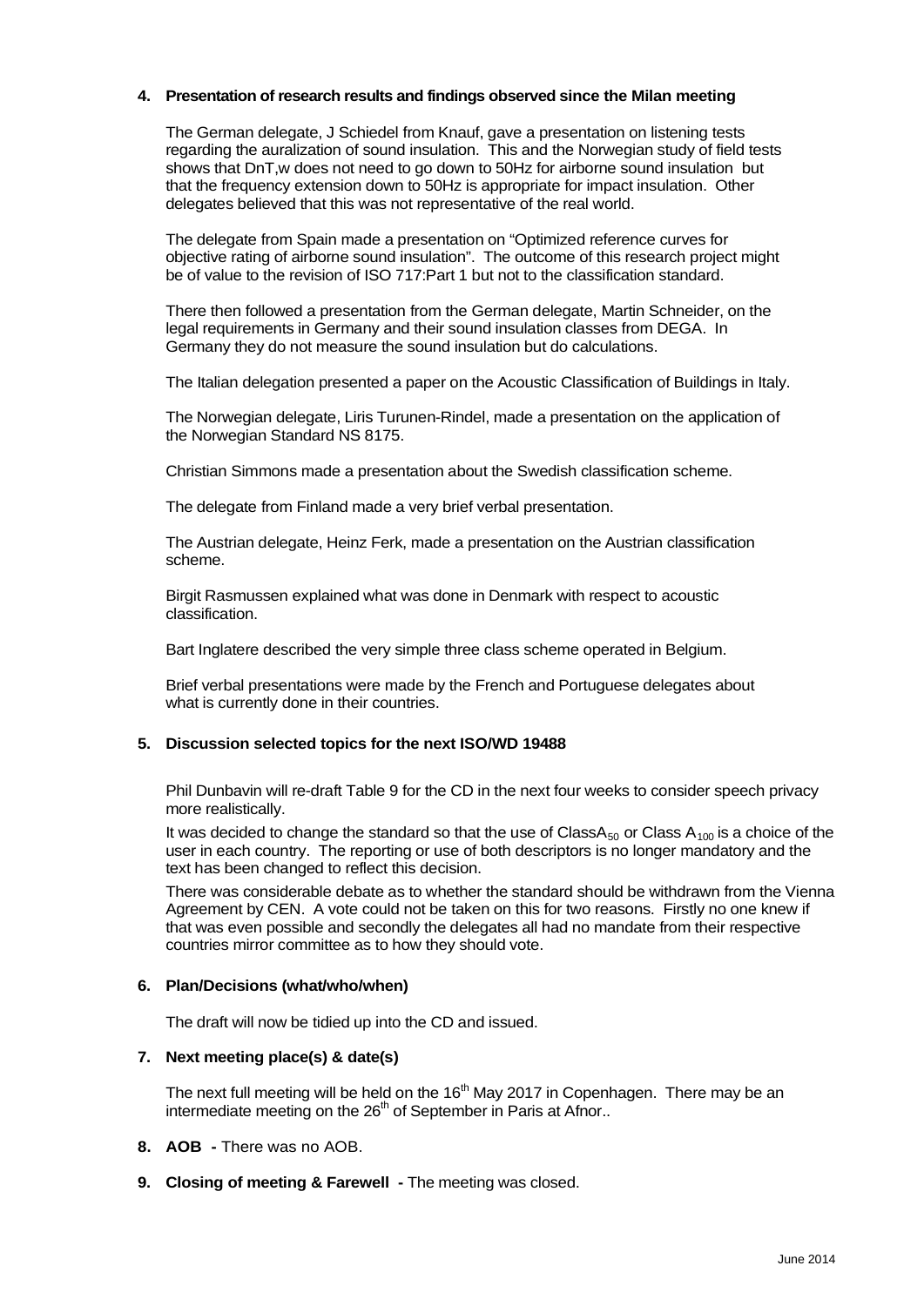**4. Presentation of research results and findings observed since the Milan meeting**

The German delegate, J Schiedel from Knauf, gave a presentation on listening tests regarding the auralization of sound insulation. This and the Norwegian study of field tests shows that DnT,w does not need to go down to 50Hz for airborne sound insulation but that the frequency extension down to 50Hz is appropriate for impact insulation. Other delegates believed that this was not representative of the real world.

The delegate from Spain made a presentation on "Optimized reference curves for objective rating of airborne sound insulation". The outcome of this research project might be of value to the revision of ISO 717:Part 1 but not to the classification standard.

There then followed a presentation from the German delegate, Martin Schneider, on the legal requirements in Germany and their sound insulation classes from DEGA. In Germany they do not measure the sound insulation but do calculations.

The Italian delegation presented a paper on the Acoustic Classification of Buildings in Italy.

The Norwegian delegate, Liris Turunen-Rindel, made a presentation on the application of the Norwegian Standard NS 8175.

Christian Simmons made a presentation about the Swedish classification scheme.

The delegate from Finland made a very brief verbal presentation.

The Austrian delegate, Heinz Ferk, made a presentation on the Austrian classification scheme.

Birgit Rasmussen explained what was done in Denmark with respect to acoustic classification.

Bart Inglatere described the very simple three class scheme operated in Belgium.

Brief verbal presentations were made by the French and Portuguese delegates about what is currently done in their countries.

**5. Discussion selected topics for the next ISO/WD 19488**

Phil Dunbavin will re-draft Table 9 for the CD in the next four weeks to consider speech privacy more realistically.

It was decided to change the standard so that the use of Class$A_{50}$ or Class $A_{100}$ is a choice of the user in each country. The reporting or use of both descriptors is no longer mandatory and the text has been changed to reflect this decision.

There was considerable debate as to whether the standard should be withdrawn from the Vienna Agreement by CEN. A vote could not be taken on this for two reasons. Firstly no one knew if that was even possible and secondly the delegates all had no mandate from their respective countries mirror committee as to how they should vote.

**6. Plan/Decisions (what/who/when)**

The draft will now be tidied up into the CD and issued.

**7. Next meeting place(s) & date(s)**

The next full meeting will be held on the 16th May 2017 in Copenhagen. There may be an intermediate meeting on the 26th of September in Paris at Afnor..

**8. AOB -** There was no AOB.

**9. Closing of meeting & Farewell -** The meeting was closed.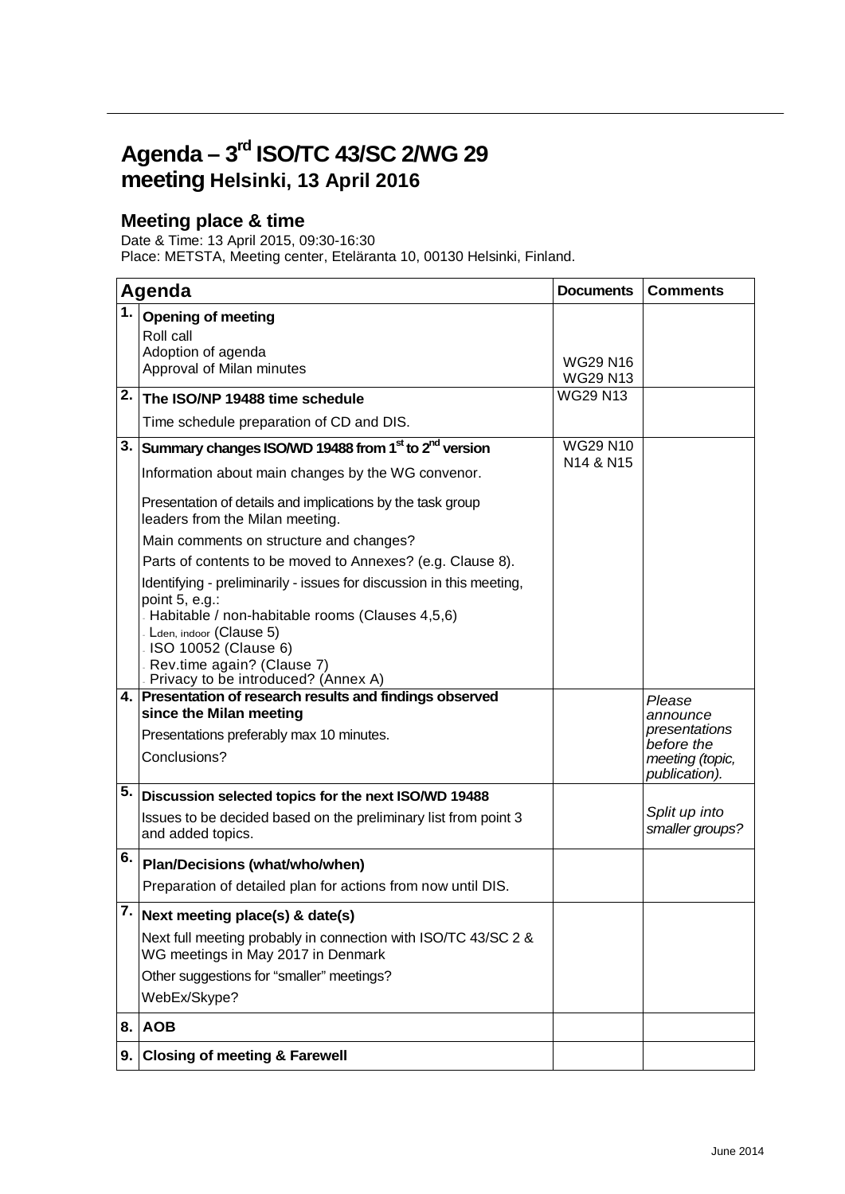# Agenda – 3rd ISO/TC 43/SC 2/WG 29 meeting Helsinki, 13 April 2016

## Meeting place & time

Date & Time: 13 April 2015, 09:30-16:30
Place: METSTA, Meeting center, Eteläranta 10, 00130 Helsinki, Finland.

| | Agenda | Documents | Comments |
|---|---|---|---|
| 1. | **Opening of meeting**<br>Roll call<br>Adoption of agenda<br>Approval of Milan minutes | <br><br>WG29 N16<br>WG29 N13 | |
| 2. | **The ISO/NP 19488 time schedule**<br>Time schedule preparation of CD and DIS. | WG29 N13 | |
| 3. | **Summary changes ISO/WD 19488 from 1st to 2nd version**<br>Information about main changes by the WG convenor.<br>Presentation of details and implications by the task group leaders from the Milan meeting.<br>Main comments on structure and changes?<br>Parts of contents to be moved to Annexes? (e.g. Clause 8).<br>Identifying - preliminarily - issues for discussion in this meeting, point 5, e.g.:<br>- Habitable / non-habitable rooms (Clauses 4,5,6)<br>- $L_{den, indoor}$ (Clause 5)<br>- ISO 10052 (Clause 6)<br>- Rev.time again? (Clause 7)<br>- Privacy to be introduced? (Annex A) | WG29 N10<br>N14 & N15 | |
| 4. | **Presentation of research results and findings observed since the Milan meeting**<br>Presentations preferably max 10 minutes.<br>Conclusions? | | *Please announce presentations before the meeting (topic, publication).* |
| 5. | **Discussion selected topics for the next ISO/WD 19488**<br>Issues to be decided based on the preliminary list from point 3 and added topics. | | *Split up into smaller groups?* |
| 6. | **Plan/Decisions (what/who/when)**<br>Preparation of detailed plan for actions from now until DIS. | | |
| 7. | **Next meeting place(s) & date(s)**<br>Next full meeting probably in connection with ISO/TC 43/SC 2 & WG meetings in May 2017 in Denmark<br>Other suggestions for "smaller" meetings?<br>WebEx/Skype? | | |
| 8. | **AOB** | | |
| 9. | **Closing of meeting & Farewell** | | |

June 2014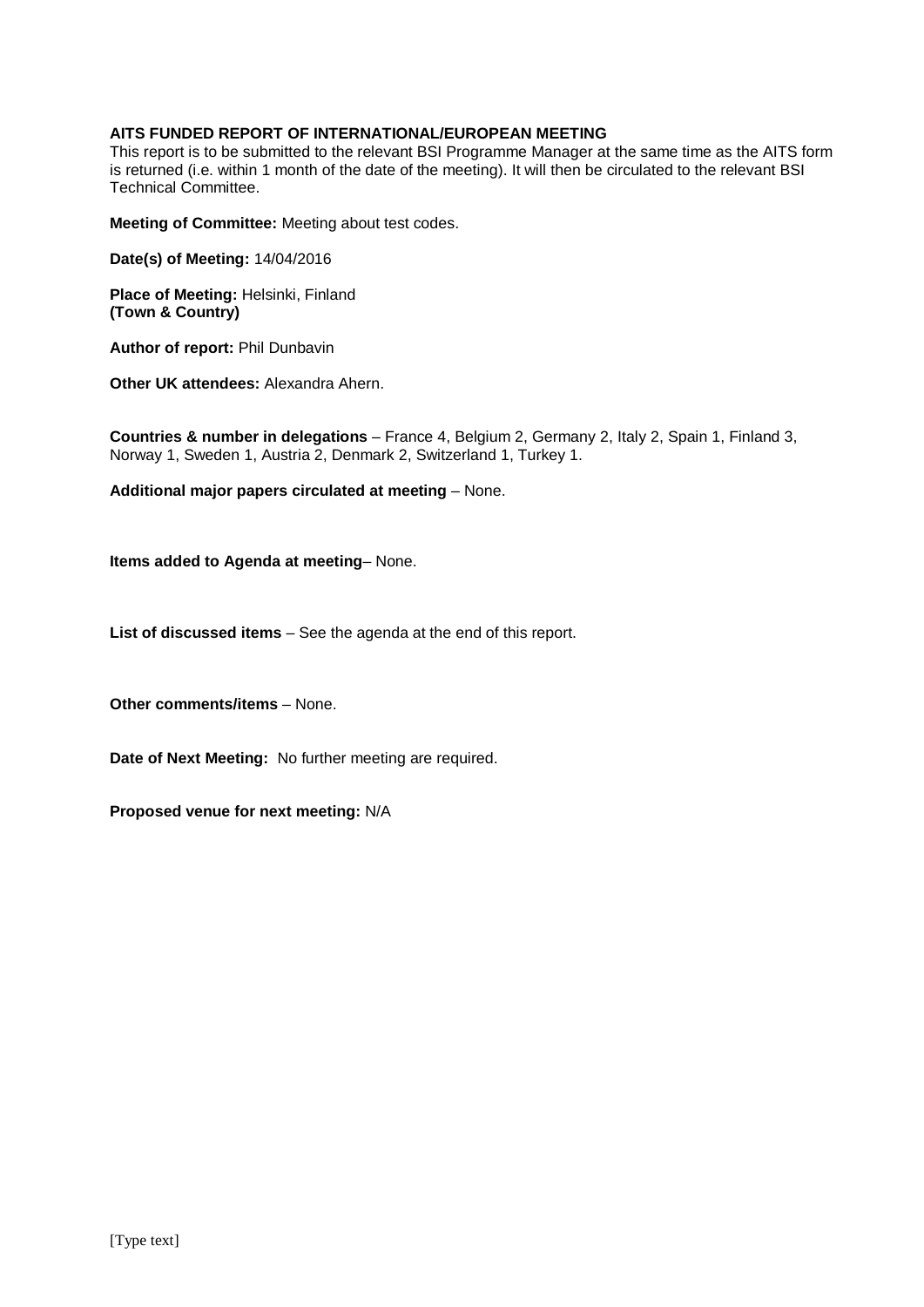**AITS FUNDED REPORT OF INTERNATIONAL/EUROPEAN MEETING**

This report is to be submitted to the relevant BSI Programme Manager at the same time as the AITS form is returned (i.e. within 1 month of the date of the meeting). It will then be circulated to the relevant BSI Technical Committee.

**Meeting of Committee:** Meeting about test codes.

**Date(s) of Meeting:** 14/04/2016

**Place of Meeting:** Helsinki, Finland
**(Town & Country)**

**Author of report:** Phil Dunbavin

**Other UK attendees:** Alexandra Ahern.

**Countries & number in delegations** – France 4, Belgium 2, Germany 2, Italy 2, Spain 1, Finland 3, Norway 1, Sweden 1, Austria 2, Denmark 2, Switzerland 1, Turkey 1.

**Additional major papers circulated at meeting** – None.

**Items added to Agenda at meeting**– None.

**List of discussed items** – See the agenda at the end of this report.

**Other comments/items** – None.

**Date of Next Meeting:** No further meeting are required.

**Proposed venue for next meeting:** N/A

[Type text]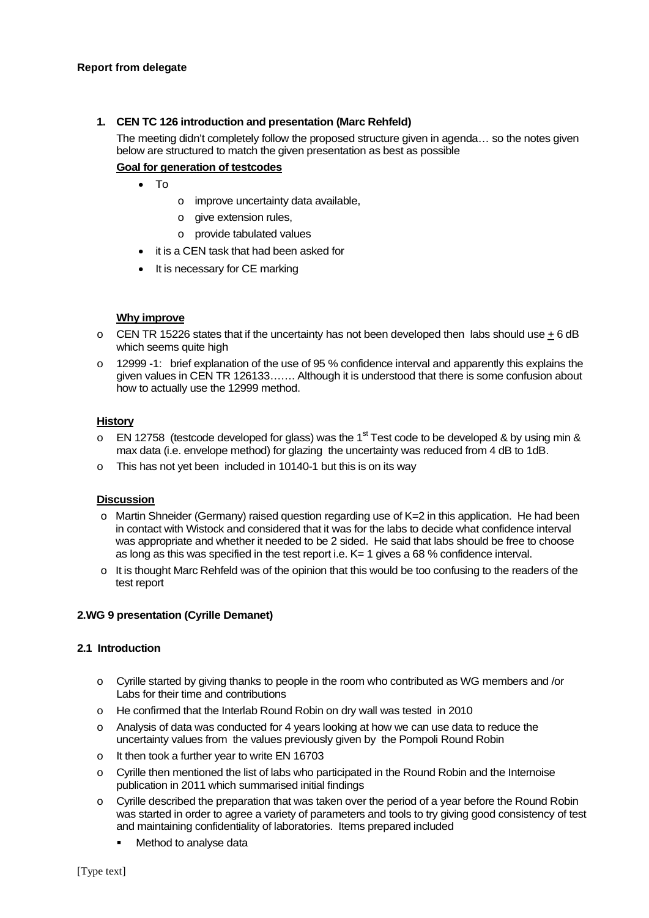**Report from delegate**

1. **CEN TC 126 introduction and presentation (Marc Rehfeld)**

   The meeting didn't completely follow the proposed structure given in agenda… so the notes given below are structured to match the given presentation as best as possible

   **Goal for generation of testcodes**

   - To
     - improve uncertainty data available,
     - give extension rules,
     - provide tabulated values
   - it is a CEN task that had been asked for
   - It is necessary for CE marking

   **Why improve**

   - CEN TR 15226 states that if the uncertainty has not been developed then labs should use $\pm$ 6 dB which seems quite high
   - 12999 -1: brief explanation of the use of 95 % confidence interval and apparently this explains the given values in CEN TR 126133……. Although it is understood that there is some confusion about how to actually use the 12999 method.

   **History**

   - EN 12758 (testcode developed for glass) was the 1st Test code to be developed & by using min & max data (i.e. envelope method) for glazing the uncertainty was reduced from 4 dB to 1dB.
   - This has not yet been included in 10140-1 but this is on its way

   **Discussion**

   - Martin Shneider (Germany) raised question regarding use of K=2 in this application. He had been in contact with Wistock and considered that it was for the labs to decide what confidence interval was appropriate and whether it needed to be 2 sided. He said that labs should be free to choose as long as this was specified in the test report i.e. K= 1 gives a 68 % confidence interval.
   - It is thought Marc Rehfeld was of the opinion that this would be too confusing to the readers of the test report

**2.WG 9 presentation (Cyrille Demanet)**

**2.1 Introduction**

- Cyrille started by giving thanks to people in the room who contributed as WG members and /or Labs for their time and contributions
- He confirmed that the Interlab Round Robin on dry wall was tested in 2010
- Analysis of data was conducted for 4 years looking at how we can use data to reduce the uncertainty values from the values previously given by the Pompoli Round Robin
- It then took a further year to write EN 16703
- Cyrille then mentioned the list of labs who participated in the Round Robin and the Internoise publication in 2011 which summarised initial findings
- Cyrille described the preparation that was taken over the period of a year before the Round Robin was started in order to agree a variety of parameters and tools to try giving good consistency of test and maintaining confidentiality of laboratories. Items prepared included
  - Method to analyse data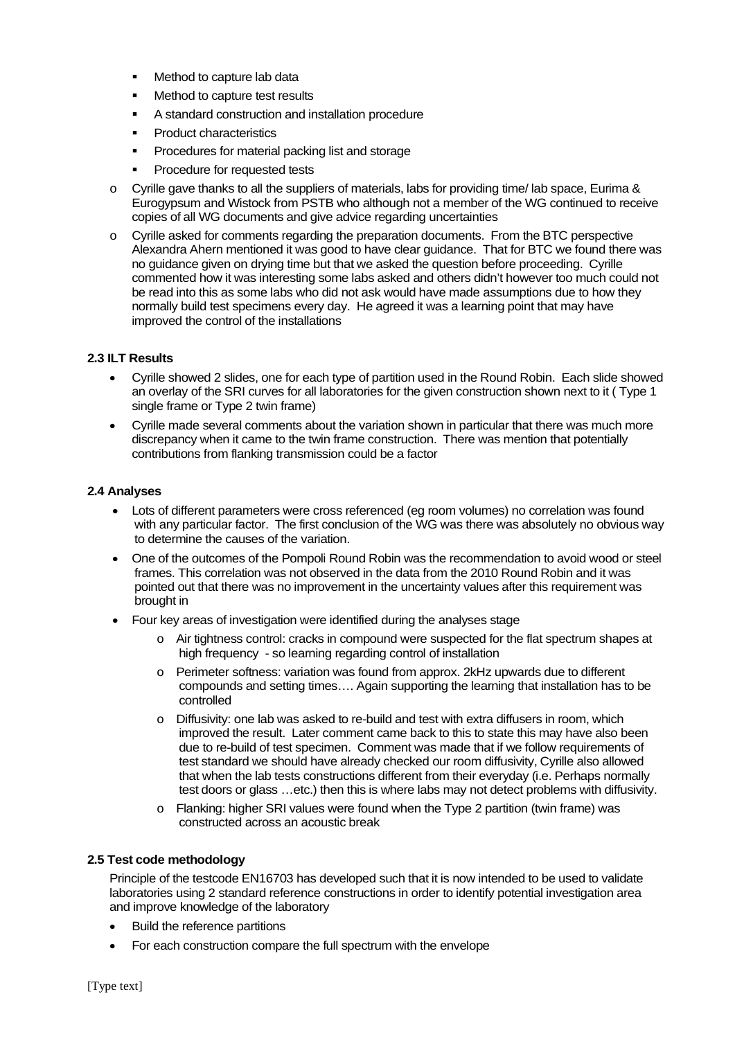- Method to capture lab data
- Method to capture test results
- A standard construction and installation procedure
- Product characteristics
- Procedures for material packing list and storage
- Procedure for requested tests

  - Cyrille gave thanks to all the suppliers of materials, labs for providing time/ lab space, Eurima & Eurogypsum and Wistock from PSTB who although not a member of the WG continued to receive copies of all WG documents and give advice regarding uncertainties
  - Cyrille asked for comments regarding the preparation documents. From the BTC perspective Alexandra Ahern mentioned it was good to have clear guidance. That for BTC we found there was no guidance given on drying time but that we asked the question before proceeding. Cyrille commented how it was interesting some labs asked and others didn't however too much could not be read into this as some labs who did not ask would have made assumptions due to how they normally build test specimens every day. He agreed it was a learning point that may have improved the control of the installations

**2.3 ILT Results**

- Cyrille showed 2 slides, one for each type of partition used in the Round Robin. Each slide showed an overlay of the SRI curves for all laboratories for the given construction shown next to it ( Type 1 single frame or Type 2 twin frame)
- Cyrille made several comments about the variation shown in particular that there was much more discrepancy when it came to the twin frame construction. There was mention that potentially contributions from flanking transmission could be a factor

**2.4 Analyses**

- Lots of different parameters were cross referenced (eg room volumes) no correlation was found with any particular factor. The first conclusion of the WG was there was absolutely no obvious way to determine the causes of the variation.
- One of the outcomes of the Pompoli Round Robin was the recommendation to avoid wood or steel frames. This correlation was not observed in the data from the 2010 Round Robin and it was pointed out that there was no improvement in the uncertainty values after this requirement was brought in
- Four key areas of investigation were identified during the analyses stage
  - Air tightness control: cracks in compound were suspected for the flat spectrum shapes at high frequency - so learning regarding control of installation
  - Perimeter softness: variation was found from approx. 2kHz upwards due to different compounds and setting times…. Again supporting the learning that installation has to be controlled
  - Diffusivity: one lab was asked to re-build and test with extra diffusers in room, which improved the result. Later comment came back to this to state this may have also been due to re-build of test specimen. Comment was made that if we follow requirements of test standard we should have already checked our room diffusivity, Cyrille also allowed that when the lab tests constructions different from their everyday (i.e. Perhaps normally test doors or glass …etc.) then this is where labs may not detect problems with diffusivity.
  - Flanking: higher SRI values were found when the Type 2 partition (twin frame) was constructed across an acoustic break

**2.5 Test code methodology**

Principle of the testcode EN16703 has developed such that it is now intended to be used to validate laboratories using 2 standard reference constructions in order to identify potential investigation area and improve knowledge of the laboratory

- Build the reference partitions
- For each construction compare the full spectrum with the envelope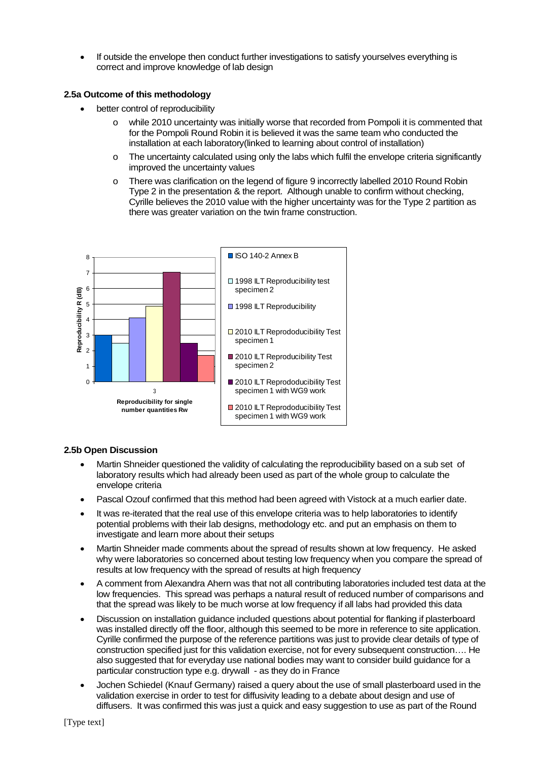- If outside the envelope then conduct further investigations to satisfy yourselves everything is correct and improve knowledge of lab design

### 2.5a Outcome of this methodology

- better control of reproducibility
  - while 2010 uncertainty was initially worse that recorded from Pompoli it is commented that for the Pompoli Round Robin it is believed it was the same team who conducted the installation at each laboratory(linked to learning about control of installation)
  - The uncertainty calculated using only the labs which fulfil the envelope criteria significantly improved the uncertainty values
  - There was clarification on the legend of figure 9 incorrectly labelled 2010 Round Robin Type 2 in the presentation & the report. Although unable to confirm without checking, Cyrille believes the 2010 value with the higher uncertainty was for the Type 2 partition as there was greater variation on the twin frame construction.

Reproducibility R (dB)

Reproducibility for single number quantities Rw

- ISO 140-2 Annex B
- 1998 ILT Reproducibility test specimen 2
- 1998 ILT Reproducibility
- 2010 ILT Reprododucibility Test specimen 1
- 2010 ILT Reproducibility Test specimen 2
- 2010 ILT Reprododucibility Test specimen 1 with WG9 work
- 2010 ILT Reprododucibility Test specimen 1 with WG9 work

### 2.5b Open Discussion

- Martin Shneider questioned the validity of calculating the reproducibility based on a sub set of laboratory results which had already been used as part of the whole group to calculate the envelope criteria
- Pascal Ozouf confirmed that this method had been agreed with Vistock at a much earlier date.
- It was re-iterated that the real use of this envelope criteria was to help laboratories to identify potential problems with their lab designs, methodology etc. and put an emphasis on them to investigate and learn more about their setups
- Martin Shneider made comments about the spread of results shown at low frequency. He asked why were laboratories so concerned about testing low frequency when you compare the spread of results at low frequency with the spread of results at high frequency
- A comment from Alexandra Ahern was that not all contributing laboratories included test data at the low frequencies. This spread was perhaps a natural result of reduced number of comparisons and that the spread was likely to be much worse at low frequency if all labs had provided this data
- Discussion on installation guidance included questions about potential for flanking if plasterboard was installed directly off the floor, although this seemed to be more in reference to site application. Cyrille confirmed the purpose of the reference partitions was just to provide clear details of type of construction specified just for this validation exercise, not for every subsequent construction…. He also suggested that for everyday use national bodies may want to consider build guidance for a particular construction type e.g. drywall - as they do in France
- Jochen Schiedel (Knauf Germany) raised a query about the use of small plasterboard used in the validation exercise in order to test for diffusivity leading to a debate about design and use of diffusers. It was confirmed this was just a quick and easy suggestion to use as part of the Round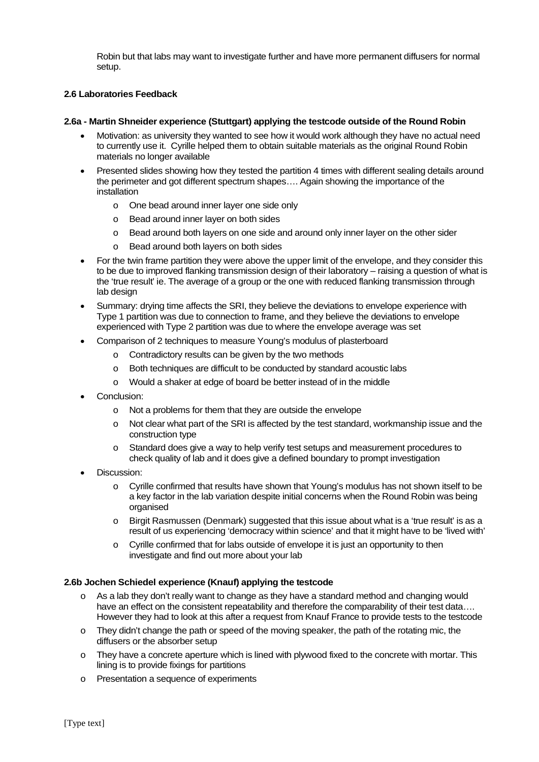Robin but that labs may want to investigate further and have more permanent diffusers for normal setup.

**2.6 Laboratories Feedback**

**2.6a - Martin Shneider experience (Stuttgart) applying the testcode outside of the Round Robin**

- Motivation: as university they wanted to see how it would work although they have no actual need to currently use it. Cyrille helped them to obtain suitable materials as the original Round Robin materials no longer available
- Presented slides showing how they tested the partition 4 times with different sealing details around the perimeter and got different spectrum shapes…. Again showing the importance of the installation
  - One bead around inner layer one side only
  - Bead around inner layer on both sides
  - Bead around both layers on one side and around only inner layer on the other sider
  - Bead around both layers on both sides
- For the twin frame partition they were above the upper limit of the envelope, and they consider this to be due to improved flanking transmission design of their laboratory – raising a question of what is the 'true result' ie. The average of a group or the one with reduced flanking transmission through lab design
- Summary: drying time affects the SRI, they believe the deviations to envelope experience with Type 1 partition was due to connection to frame, and they believe the deviations to envelope experienced with Type 2 partition was due to where the envelope average was set
- Comparison of 2 techniques to measure Young's modulus of plasterboard
  - Contradictory results can be given by the two methods
  - Both techniques are difficult to be conducted by standard acoustic labs
  - Would a shaker at edge of board be better instead of in the middle
- Conclusion:
  - Not a problems for them that they are outside the envelope
  - Not clear what part of the SRI is affected by the test standard, workmanship issue and the construction type
  - Standard does give a way to help verify test setups and measurement procedures to check quality of lab and it does give a defined boundary to prompt investigation
- Discussion:
  - Cyrille confirmed that results have shown that Young's modulus has not shown itself to be a key factor in the lab variation despite initial concerns when the Round Robin was being organised
  - Birgit Rasmussen (Denmark) suggested that this issue about what is a 'true result' is as a result of us experiencing 'democracy within science' and that it might have to be 'lived with'
  - Cyrille confirmed that for labs outside of envelope it is just an opportunity to then investigate and find out more about your lab

**2.6b Jochen Schiedel experience (Knauf) applying the testcode**

- As a lab they don't really want to change as they have a standard method and changing would have an effect on the consistent repeatability and therefore the comparability of their test data…. However they had to look at this after a request from Knauf France to provide tests to the testcode
- They didn't change the path or speed of the moving speaker, the path of the rotating mic, the diffusers or the absorber setup
- They have a concrete aperture which is lined with plywood fixed to the concrete with mortar. This lining is to provide fixings for partitions
- Presentation a sequence of experiments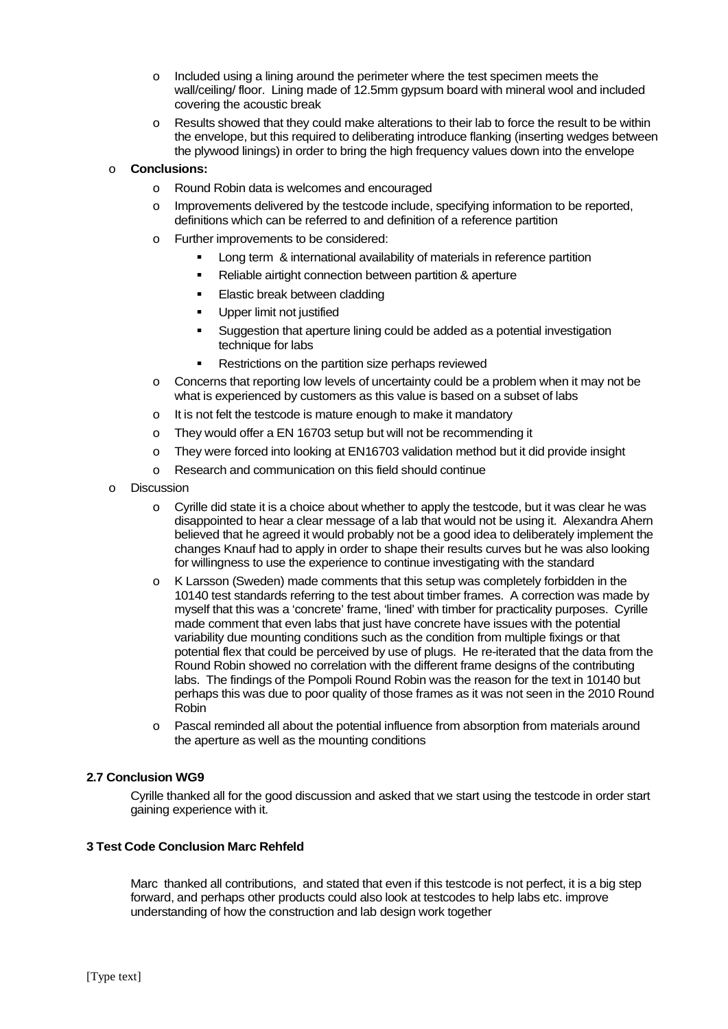- Included using a lining around the perimeter where the test specimen meets the wall/ceiling/ floor. Lining made of 12.5mm gypsum board with mineral wool and included covering the acoustic break
  - Results showed that they could make alterations to their lab to force the result to be within the envelope, but this required to deliberating introduce flanking (inserting wedges between the plywood linings) in order to bring the high frequency values down into the envelope

- **Conclusions:**
  - Round Robin data is welcomes and encouraged
  - Improvements delivered by the testcode include, specifying information to be reported, definitions which can be referred to and definition of a reference partition
  - Further improvements to be considered:
    - Long term & international availability of materials in reference partition
    - Reliable airtight connection between partition & aperture
    - Elastic break between cladding
    - Upper limit not justified
    - Suggestion that aperture lining could be added as a potential investigation technique for labs
    - Restrictions on the partition size perhaps reviewed
  - Concerns that reporting low levels of uncertainty could be a problem when it may not be what is experienced by customers as this value is based on a subset of labs
  - It is not felt the testcode is mature enough to make it mandatory
  - They would offer a EN 16703 setup but will not be recommending it
  - They were forced into looking at EN16703 validation method but it did provide insight
  - Research and communication on this field should continue
- Discussion
  - Cyrille did state it is a choice about whether to apply the testcode, but it was clear he was disappointed to hear a clear message of a lab that would not be using it. Alexandra Ahern believed that he agreed it would probably not be a good idea to deliberately implement the changes Knauf had to apply in order to shape their results curves but he was also looking for willingness to use the experience to continue investigating with the standard
  - K Larsson (Sweden) made comments that this setup was completely forbidden in the 10140 test standards referring to the test about timber frames. A correction was made by myself that this was a 'concrete' frame, 'lined' with timber for practicality purposes. Cyrille made comment that even labs that just have concrete have issues with the potential variability due mounting conditions such as the condition from multiple fixings or that potential flex that could be perceived by use of plugs. He re-iterated that the data from the Round Robin showed no correlation with the different frame designs of the contributing labs. The findings of the Pompoli Round Robin was the reason for the text in 10140 but perhaps this was due to poor quality of those frames as it was not seen in the 2010 Round Robin
  - Pascal reminded all about the potential influence from absorption from materials around the aperture as well as the mounting conditions

**2.7 Conclusion WG9**

Cyrille thanked all for the good discussion and asked that we start using the testcode in order start gaining experience with it.

**3 Test Code Conclusion Marc Rehfeld**

Marc thanked all contributions, and stated that even if this testcode is not perfect, it is a big step forward, and perhaps other products could also look at testcodes to help labs etc. improve understanding of how the construction and lab design work together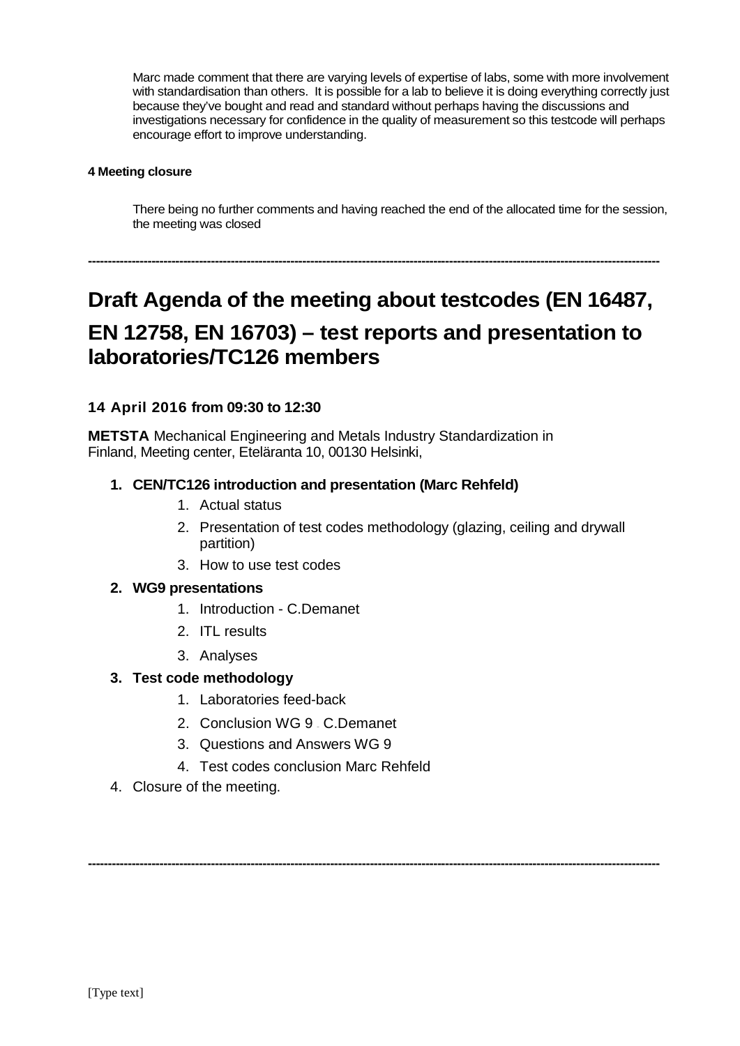Marc made comment that there are varying levels of expertise of labs, some with more involvement with standardisation than others. It is possible for a lab to believe it is doing everything correctly just because they've bought and read and standard without perhaps having the discussions and investigations necessary for confidence in the quality of measurement so this testcode will perhaps encourage effort to improve understanding.

**4 Meeting closure**

There being no further comments and having reached the end of the allocated time for the session, the meeting was closed

---

# Draft Agenda of the meeting about testcodes (EN 16487, EN 12758, EN 16703) – test reports and presentation to laboratories/TC126 members

**14 April 2016 from 09:30 to 12:30**

**METSTA** Mechanical Engineering and Metals Industry Standardization in Finland, Meeting center, Eteläranta 10, 00130 Helsinki,

1. **CEN/TC126 introduction and presentation (Marc Rehfeld)**
    1. Actual status
    2. Presentation of test codes methodology (glazing, ceiling and drywall partition)
    3. How to use test codes
2. **WG9 presentations**
    1. Introduction - C.Demanet
    2. ITL results
    3. Analyses
3. **Test code methodology**
    1. Laboratories feed-back
    2. Conclusion WG 9 – C.Demanet
    3. Questions and Answers WG 9
    4. Test codes conclusion Marc Rehfeld
4. Closure of the meeting.

---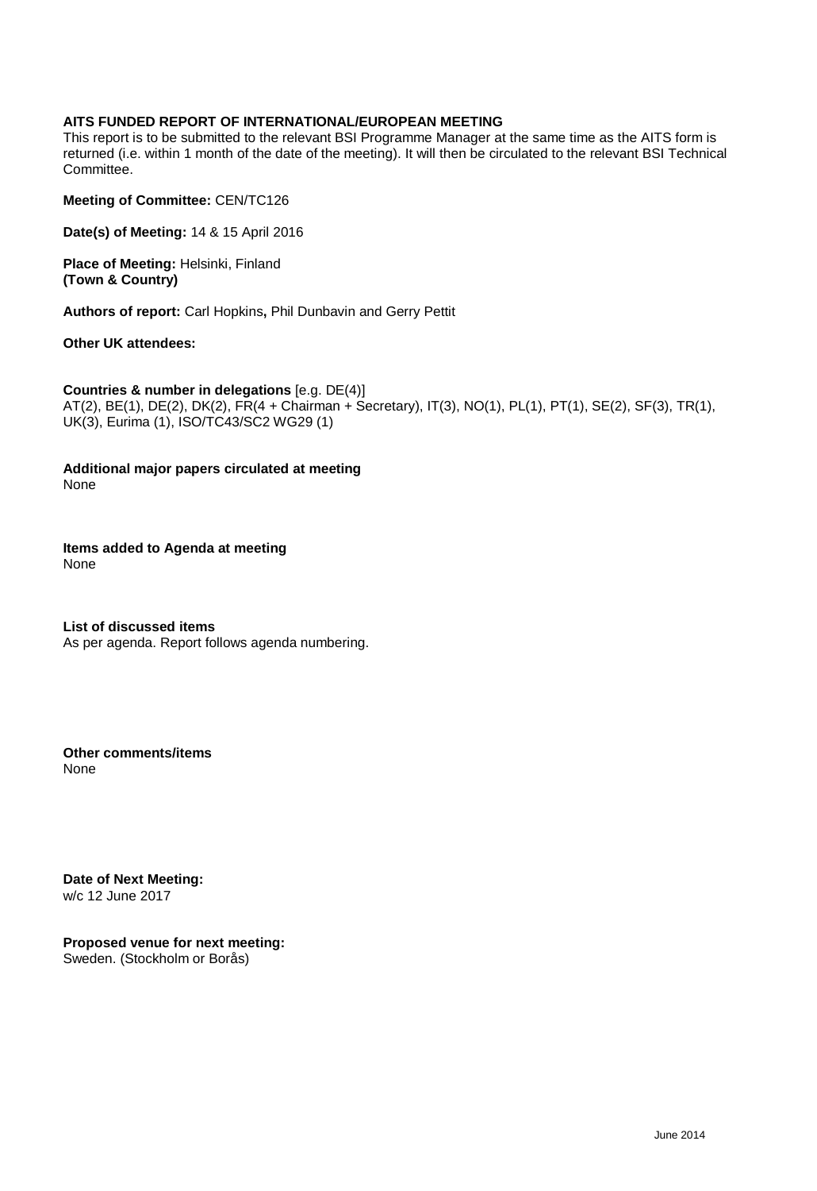**AITS FUNDED REPORT OF INTERNATIONAL/EUROPEAN MEETING**

This report is to be submitted to the relevant BSI Programme Manager at the same time as the AITS form is returned (i.e. within 1 month of the date of the meeting). It will then be circulated to the relevant BSI Technical Committee.

**Meeting of Committee:** CEN/TC126

**Date(s) of Meeting:** 14 & 15 April 2016

**Place of Meeting:** Helsinki, Finland
**(Town & Country)**

**Authors of report:** Carl Hopkins**,** Phil Dunbavin and Gerry Pettit

**Other UK attendees:**

**Countries & number in delegations** [e.g. DE(4)]
AT(2), BE(1), DE(2), DK(2), FR(4 + Chairman + Secretary), IT(3), NO(1), PL(1), PT(1), SE(2), SF(3), TR(1), UK(3), Eurima (1), ISO/TC43/SC2 WG29 (1)

**Additional major papers circulated at meeting**
None

**Items added to Agenda at meeting**
None

**List of discussed items**
As per agenda. Report follows agenda numbering.

**Other comments/items**
None

**Date of Next Meeting:**
w/c 12 June 2017

**Proposed venue for next meeting:**
Sweden. (Stockholm or Borås)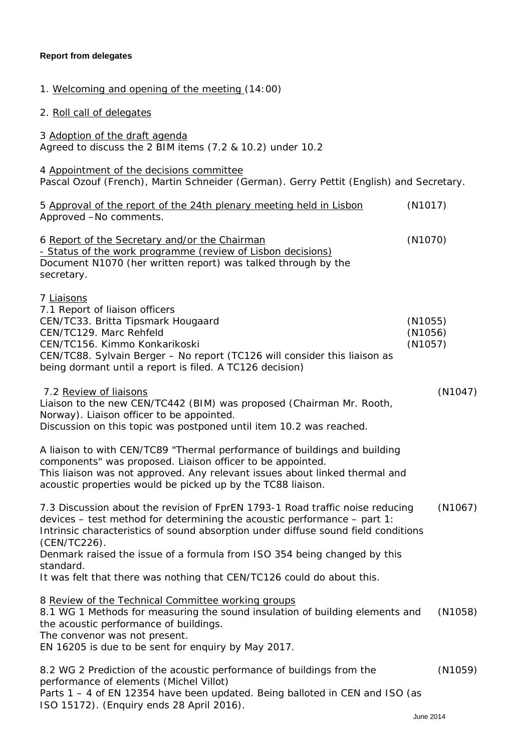**Report from delegates**

1. Welcoming and opening of the meeting (14:00)

2. Roll call of delegates

3 Adoption of the draft agenda
Agreed to discuss the 2 BIM items (7.2 & 10.2) under 10.2

4 Appointment of the decisions committee
Pascal Ozouf (French), Martin Schneider (German). Gerry Pettit (English) and Secretary.

5 Approval of the report of the 24th plenary meeting held in Lisbon (N1017)
Approved –No comments.

6 Report of the Secretary and/or the Chairman (N1070)
- Status of the work programme (review of Lisbon decisions)
Document N1070 (her written report) was talked through by the secretary.

7 Liaisons
7.1 Report of liaison officers
CEN/TC33. Britta Tipsmark Hougaard (N1055)
CEN/TC129. Marc Rehfeld (N1056)
CEN/TC156. Kimmo Konkarikoski (N1057)
CEN/TC88. Sylvain Berger – No report (TC126 will consider this liaison as being dormant until a report is filed. A TC126 decision)

7.2 Review of liaisons (N1047)
Liaison to the new CEN/TC442 (BIM) was proposed (Chairman Mr. Rooth, Norway). Liaison officer to be appointed.
Discussion on this topic was postponed until item 10.2 was reached.

A liaison to with CEN/TC89 "Thermal performance of buildings and building components" was proposed. Liaison officer to be appointed.
This liaison was not approved. Any relevant issues about linked thermal and acoustic properties would be picked up by the TC88 liaison.

7.3 Discussion about the revision of FprEN 1793-1 Road traffic noise reducing devices – test method for determining the acoustic performance – part 1: Intrinsic characteristics of sound absorption under diffuse sound field conditions (CEN/TC226). (N1067)
Denmark raised the issue of a formula from ISO 354 being changed by this standard.
It was felt that there was nothing that CEN/TC126 could do about this.

8 Review of the Technical Committee working groups
8.1 WG 1 Methods for measuring the sound insulation of building elements and the acoustic performance of buildings. (N1058)
The convenor was not present.
EN 16205 is due to be sent for enquiry by May 2017.

8.2 WG 2 Prediction of the acoustic performance of buildings from the performance of elements (Michel Villot) (N1059)
Parts 1 – 4 of EN 12354 have been updated. Being balloted in CEN and ISO (as ISO 15172). (Enquiry ends 28 April 2016).

June 2014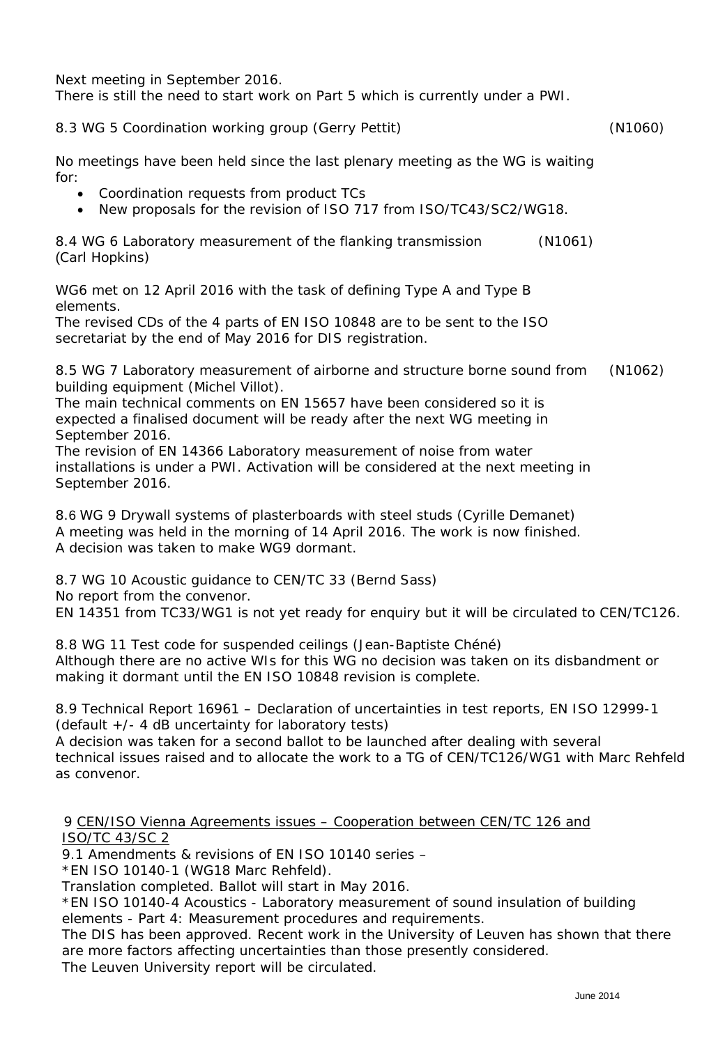Next meeting in September 2016.
There is still the need to start work on Part 5 which is currently under a PWI.

8.3 WG 5 Coordination working group (Gerry Pettit) (N1060)

No meetings have been held since the last plenary meeting as the WG is waiting for:

- Coordination requests from product TCs
- New proposals for the revision of ISO 717 from ISO/TC43/SC2/WG18.

8.4 WG 6 Laboratory measurement of the flanking transmission (N1061) (Carl Hopkins)

WG6 met on 12 April 2016 with the task of defining Type A and Type B elements.
The revised CDs of the 4 parts of EN ISO 10848 are to be sent to the ISO secretariat by the end of May 2016 for DIS registration.

8.5 WG 7 Laboratory measurement of airborne and structure borne sound from building equipment (Michel Villot). (N1062)
The main technical comments on EN 15657 have been considered so it is expected a finalised document will be ready after the next WG meeting in September 2016.
The revision of EN 14366 Laboratory measurement of noise from water installations is under a PWI. Activation will be considered at the next meeting in September 2016.

8.6 WG 9 Drywall systems of plasterboards with steel studs (Cyrille Demanet)
A meeting was held in the morning of 14 April 2016. The work is now finished.
A decision was taken to make WG9 dormant.

8.7 WG 10 Acoustic guidance to CEN/TC 33 (Bernd Sass)
No report from the convenor.
EN 14351 from TC33/WG1 is not yet ready for enquiry but it will be circulated to CEN/TC126.

8.8 WG 11 Test code for suspended ceilings (Jean-Baptiste Chéné)
Although there are no active WIs for this WG no decision was taken on its disbandment or making it dormant until the EN ISO 10848 revision is complete.

8.9 Technical Report 16961 – Declaration of uncertainties in test reports, EN ISO 12999-1 (default +/- 4 dB uncertainty for laboratory tests)
A decision was taken for a second ballot to be launched after dealing with several technical issues raised and to allocate the work to a TG of CEN/TC126/WG1 with Marc Rehfeld as convenor.

9 <u>CEN/ISO Vienna Agreements issues – Cooperation between CEN/TC 126 and ISO/TC 43/SC 2</u>

9.1 Amendments & revisions of EN ISO 10140 series –
*EN ISO 10140-1 (WG18 Marc Rehfeld).
Translation completed. Ballot will start in May 2016.
*EN ISO 10140-4 Acoustics - Laboratory measurement of sound insulation of building elements - Part 4: Measurement procedures and requirements.
The DIS has been approved. Recent work in the University of Leuven has shown that there are more factors affecting uncertainties than those presently considered.
The Leuven University report will be circulated.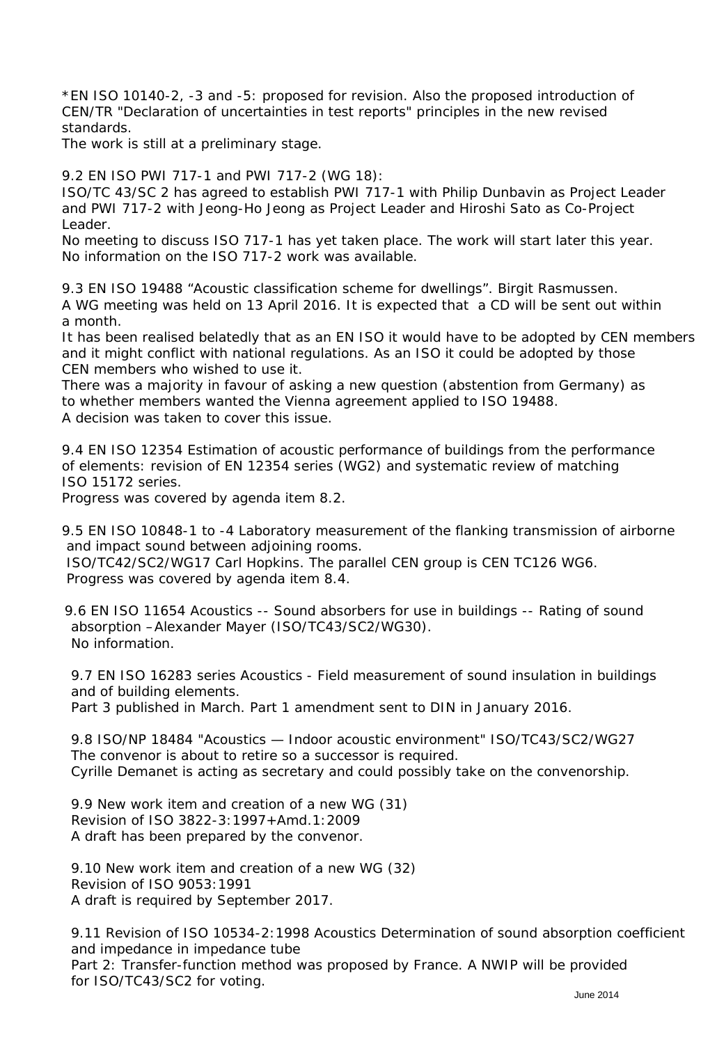*EN ISO 10140-2, -3 and -5: proposed for revision. Also the proposed introduction of CEN/TR "Declaration of uncertainties in test reports" principles in the new revised standards.
The work is still at a preliminary stage.

9.2 EN ISO PWI 717-1 and PWI 717-2 (WG 18):
ISO/TC 43/SC 2 has agreed to establish PWI 717-1 with Philip Dunbavin as Project Leader and PWI 717-2 with Jeong-Ho Jeong as Project Leader and Hiroshi Sato as Co-Project Leader.
No meeting to discuss ISO 717-1 has yet taken place. The work will start later this year.
No information on the ISO 717-2 work was available.

9.3 EN ISO 19488 "Acoustic classification scheme for dwellings". Birgit Rasmussen.
A WG meeting was held on 13 April 2016. It is expected that a CD will be sent out within a month.
It has been realised belatedly that as an EN ISO it would have to be adopted by CEN members and it might conflict with national regulations. As an ISO it could be adopted by those CEN members who wished to use it.
There was a majority in favour of asking a new question (abstention from Germany) as to whether members wanted the Vienna agreement applied to ISO 19488.
A decision was taken to cover this issue.

9.4 EN ISO 12354 Estimation of acoustic performance of buildings from the performance of elements: revision of EN 12354 series (WG2) and systematic review of matching ISO 15172 series.
Progress was covered by agenda item 8.2.

9.5 EN ISO 10848-1 to -4 Laboratory measurement of the flanking transmission of airborne and impact sound between adjoining rooms.
ISO/TC42/SC2/WG17 Carl Hopkins. The parallel CEN group is CEN TC126 WG6.
Progress was covered by agenda item 8.4.

9.6 EN ISO 11654 Acoustics -- Sound absorbers for use in buildings -- Rating of sound absorption –Alexander Mayer (ISO/TC43/SC2/WG30).
No information.

9.7 EN ISO 16283 series Acoustics - Field measurement of sound insulation in buildings and of building elements.
Part 3 published in March. Part 1 amendment sent to DIN in January 2016.

9.8 ISO/NP 18484 "Acoustics — Indoor acoustic environment" ISO/TC43/SC2/WG27
The convenor is about to retire so a successor is required.
Cyrille Demanet is acting as secretary and could possibly take on the convenorship.

9.9 New work item and creation of a new WG (31)
Revision of ISO 3822-3:1997+Amd.1:2009
A draft has been prepared by the convenor.

9.10 New work item and creation of a new WG (32)
Revision of ISO 9053:1991
A draft is required by September 2017.

9.11 Revision of ISO 10534-2:1998 Acoustics Determination of sound absorption coefficient and impedance in impedance tube
Part 2: Transfer-function method was proposed by France. A NWIP will be provided for ISO/TC43/SC2 for voting.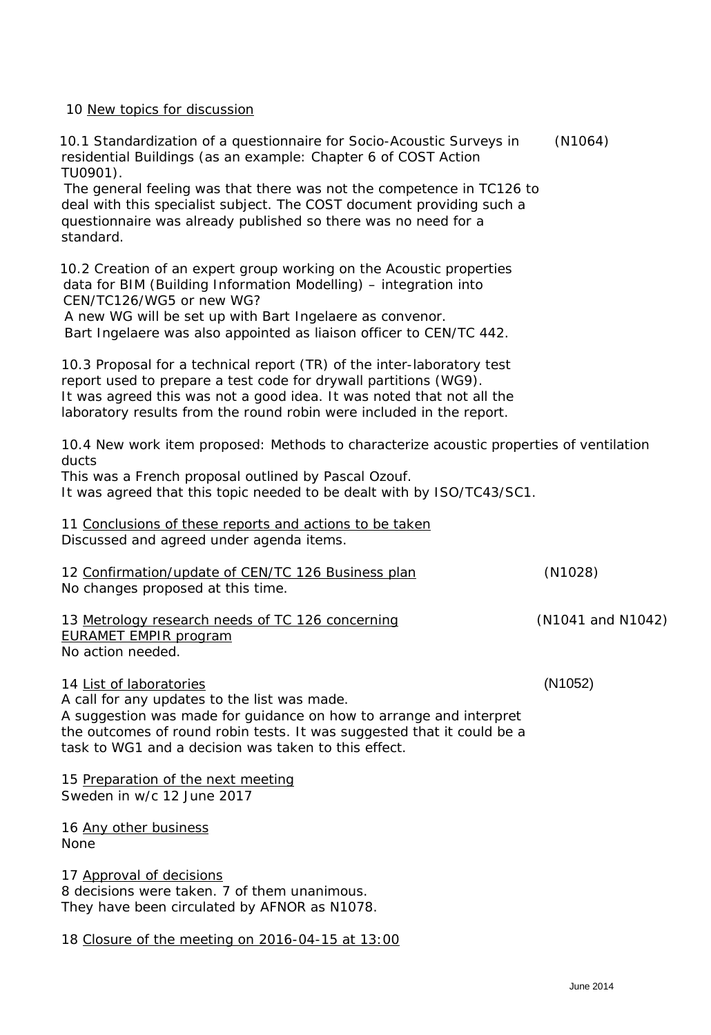10 <u>New topics for discussion</u>

10.1 Standardization of a questionnaire for Socio-Acoustic Surveys in residential Buildings (as an example: Chapter 6 of COST Action TU0901). (N1064)

The general feeling was that there was not the competence in TC126 to deal with this specialist subject. The COST document providing such a questionnaire was already published so there was no need for a standard.

10.2 Creation of an expert group working on the Acoustic properties data for BIM (Building Information Modelling) – integration into CEN/TC126/WG5 or new WG?

A new WG will be set up with Bart Ingelaere as convenor.

Bart Ingelaere was also appointed as liaison officer to CEN/TC 442.

10.3 Proposal for a technical report (TR) of the inter-laboratory test report used to prepare a test code for drywall partitions (WG9).

It was agreed this was not a good idea. It was noted that not all the laboratory results from the round robin were included in the report.

10.4 New work item proposed: Methods to characterize acoustic properties of ventilation ducts

This was a French proposal outlined by Pascal Ozouf.

It was agreed that this topic needed to be dealt with by ISO/TC43/SC1.

11 <u>Conclusions of these reports and actions to be taken</u>

Discussed and agreed under agenda items.

12 <u>Confirmation/update of CEN/TC 126 Business plan</u> (N1028)

No changes proposed at this time.

13 <u>Metrology research needs of TC 126 concerning EURAMET EMPIR program</u> (N1041 and N1042)

No action needed.

14 <u>List of laboratories</u> (N1052)

A call for any updates to the list was made.

A suggestion was made for guidance on how to arrange and interpret the outcomes of round robin tests. It was suggested that it could be a task to WG1 and a decision was taken to this effect.

15 <u>Preparation of the next meeting</u>

Sweden in w/c 12 June 2017

16 <u>Any other business</u>

None

17 <u>Approval of decisions</u>

8 decisions were taken. 7 of them unanimous.

They have been circulated by AFNOR as N1078.

18 <u>Closure of the meeting on 2016-04-15 at 13:00</u>